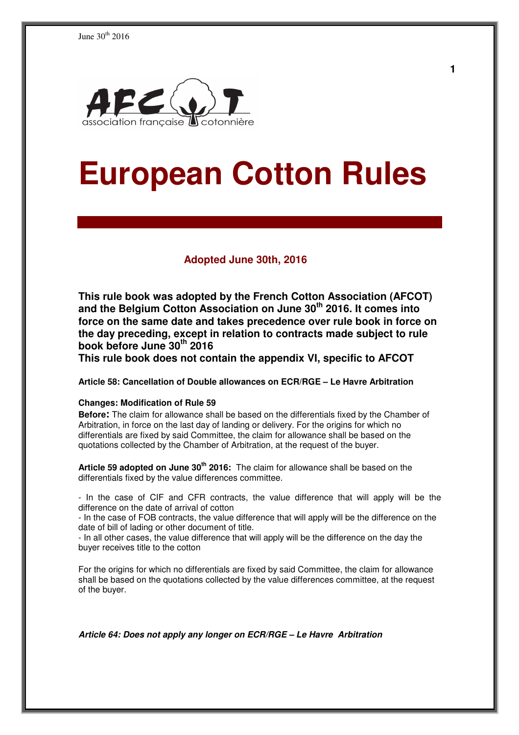June 30th 2016

AFCOT association française cotonnière

# European Cotton Rules

**Adopted June 30th, 2016**

**This rule book was adopted by the French Cotton Association (AFCOT) and the Belgium Cotton Association on June 30th 2016. It comes into force on the same date and takes precedence over rule book in force on the day preceding, except in relation to contracts made subject to rule book before June 30th 2016**
**This rule book does not contain the appendix VI, specific to AFCOT**

**Article 58: Cancellation of Double allowances on ECR/RGE – Le Havre Arbitration**

**Changes: Modification of Rule 59**

**Before:** The claim for allowance shall be based on the differentials fixed by the Chamber of Arbitration, in force on the last day of landing or delivery. For the origins for which no differentials are fixed by said Committee, the claim for allowance shall be based on the quotations collected by the Chamber of Arbitration, at the request of the buyer.

**Article 59 adopted on June 30th 2016:** The claim for allowance shall be based on the differentials fixed by the value differences committee.

- In the case of CIF and CFR contracts, the value difference that will apply will be the difference on the date of arrival of cotton
- In the case of FOB contracts, the value difference that will apply will be the difference on the date of bill of lading or other document of title.
- In all other cases, the value difference that will apply will be the difference on the day the buyer receives title to the cotton

For the origins for which no differentials are fixed by said Committee, the claim for allowance shall be based on the quotations collected by the value differences committee, at the request of the buyer.

***Article 64: Does not apply any longer on ECR/RGE – Le Havre Arbitration***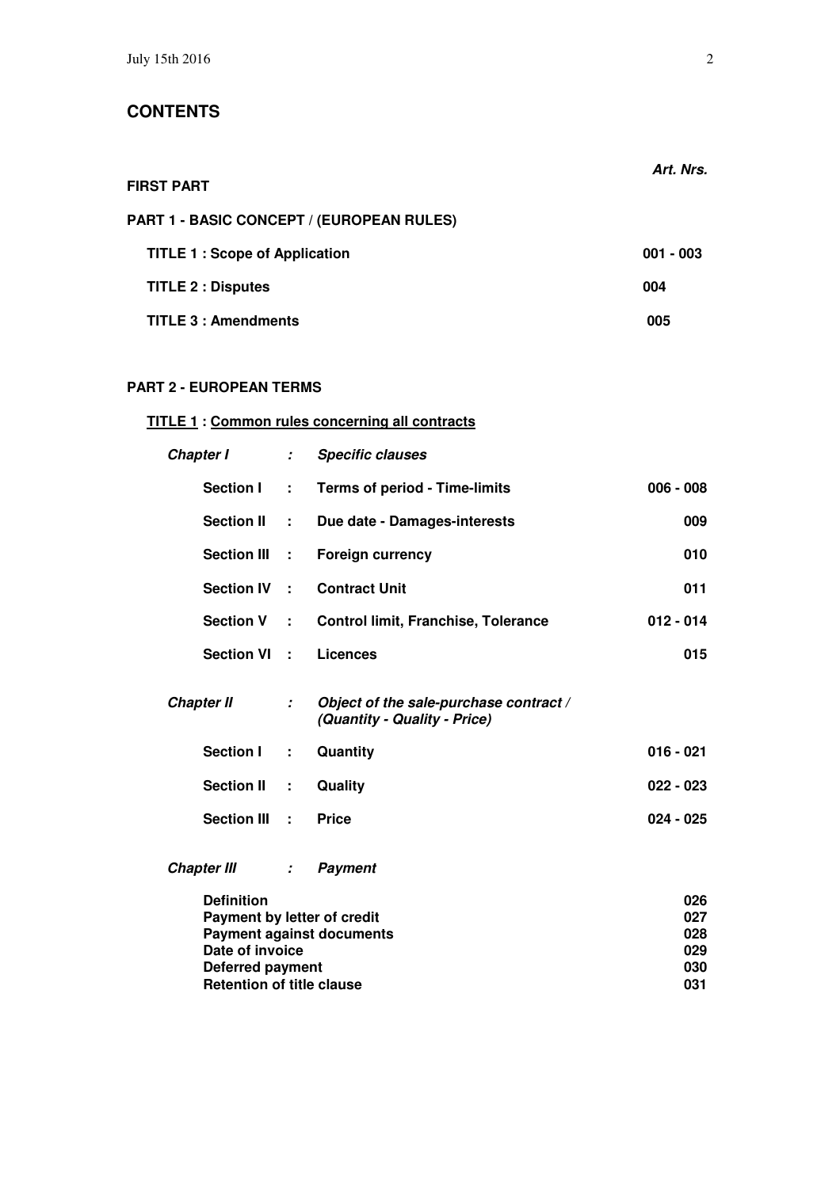## CONTENTS

| | | | *Art. Nrs.* |
|---|---|---|---|
| **FIRST PART** | | | |
| **PART 1 - BASIC CONCEPT / (EUROPEAN RULES)** | | | |
| **TITLE 1 : Scope of Application** | | | **001 - 003** |
| **TITLE 2 : Disputes** | | | **004** |
| **TITLE 3 : Amendments** | | | **005** |
| **PART 2 - EUROPEAN TERMS** | | | |
| **TITLE 1 : Common rules concerning all contracts** | | | |
| ***Chapter I*** | ***:*** | ***Specific clauses*** | |
| **Section I** | **:** | **Terms of period - Time-limits** | **006 - 008** |
| **Section II** | **:** | **Due date - Damages-interests** | **009** |
| **Section III** | **:** | **Foreign currency** | **010** |
| **Section IV** | **:** | **Contract Unit** | **011** |
| **Section V** | **:** | **Control limit, Franchise, Tolerance** | **012 - 014** |
| **Section VI** | **:** | **Licences** | **015** |
| ***Chapter II*** | ***:*** | ***Object of the sale-purchase contract / (Quantity - Quality - Price)*** | |
| **Section I** | **:** | **Quantity** | **016 - 021** |
| **Section II** | **:** | **Quality** | **022 - 023** |
| **Section III** | **:** | **Price** | **024 - 025** |
| ***Chapter III*** | ***:*** | ***Payment*** | |
| **Definition** | | | **026** |
| **Payment by letter of credit** | | | **027** |
| **Payment against documents** | | | **028** |
| **Date of invoice** | | | **029** |
| **Deferred payment** | | | **030** |
| **Retention of title clause** | | | **031** |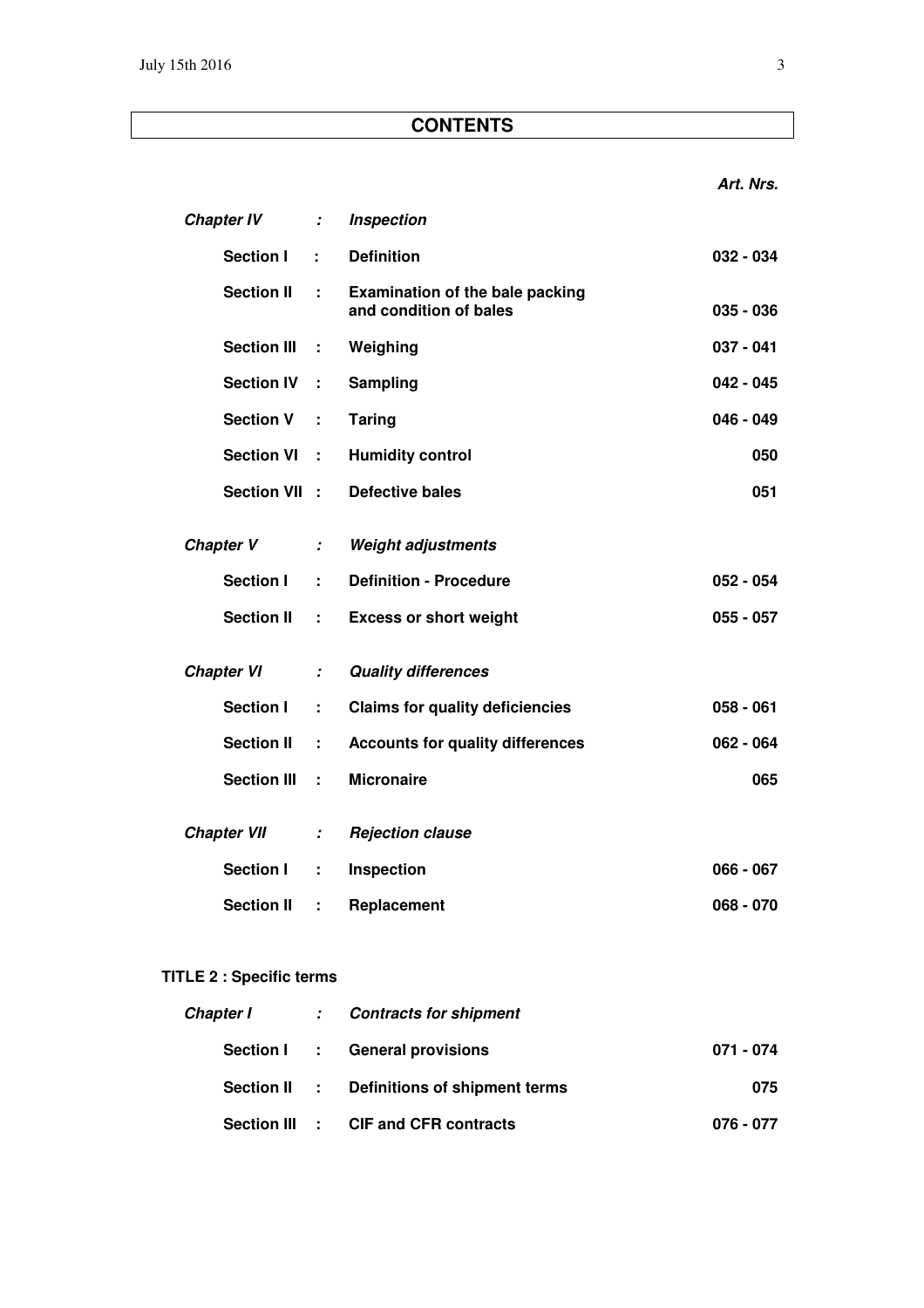## CONTENTS

| | | | *Art. Nrs.* |
|---|---|---|---|
| ***Chapter IV*** | ***:*** | ***Inspection*** | |
| **Section I** | **:** | **Definition** | **032 - 034** |
| **Section II** | **:** | **Examination of the bale packing and condition of bales** | **035 - 036** |
| **Section III** | **:** | **Weighing** | **037 - 041** |
| **Section IV** | **:** | **Sampling** | **042 - 045** |
| **Section V** | **:** | **Taring** | **046 - 049** |
| **Section VI** | **:** | **Humidity control** | **050** |
| **Section VII** | **:** | **Defective bales** | **051** |
| ***Chapter V*** | ***:*** | ***Weight adjustments*** | |
| **Section I** | **:** | **Definition - Procedure** | **052 - 054** |
| **Section II** | **:** | **Excess or short weight** | **055 - 057** |
| ***Chapter VI*** | ***:*** | ***Quality differences*** | |
| **Section I** | **:** | **Claims for quality deficiencies** | **058 - 061** |
| **Section II** | **:** | **Accounts for quality differences** | **062 - 064** |
| **Section III** | **:** | **Micronaire** | **065** |
| ***Chapter VII*** | ***:*** | ***Rejection clause*** | |
| **Section I** | **:** | **Inspection** | **066 - 067** |
| **Section II** | **:** | **Replacement** | **068 - 070** |

**TITLE 2 : Specific terms**

| | | | |
|---|---|---|---|
| ***Chapter I*** | ***:*** | ***Contracts for shipment*** | |
| **Section I** | **:** | **General provisions** | **071 - 074** |
| **Section II** | **:** | **Definitions of shipment terms** | **075** |
| **Section III** | **:** | **CIF and CFR contracts** | **076 - 077** |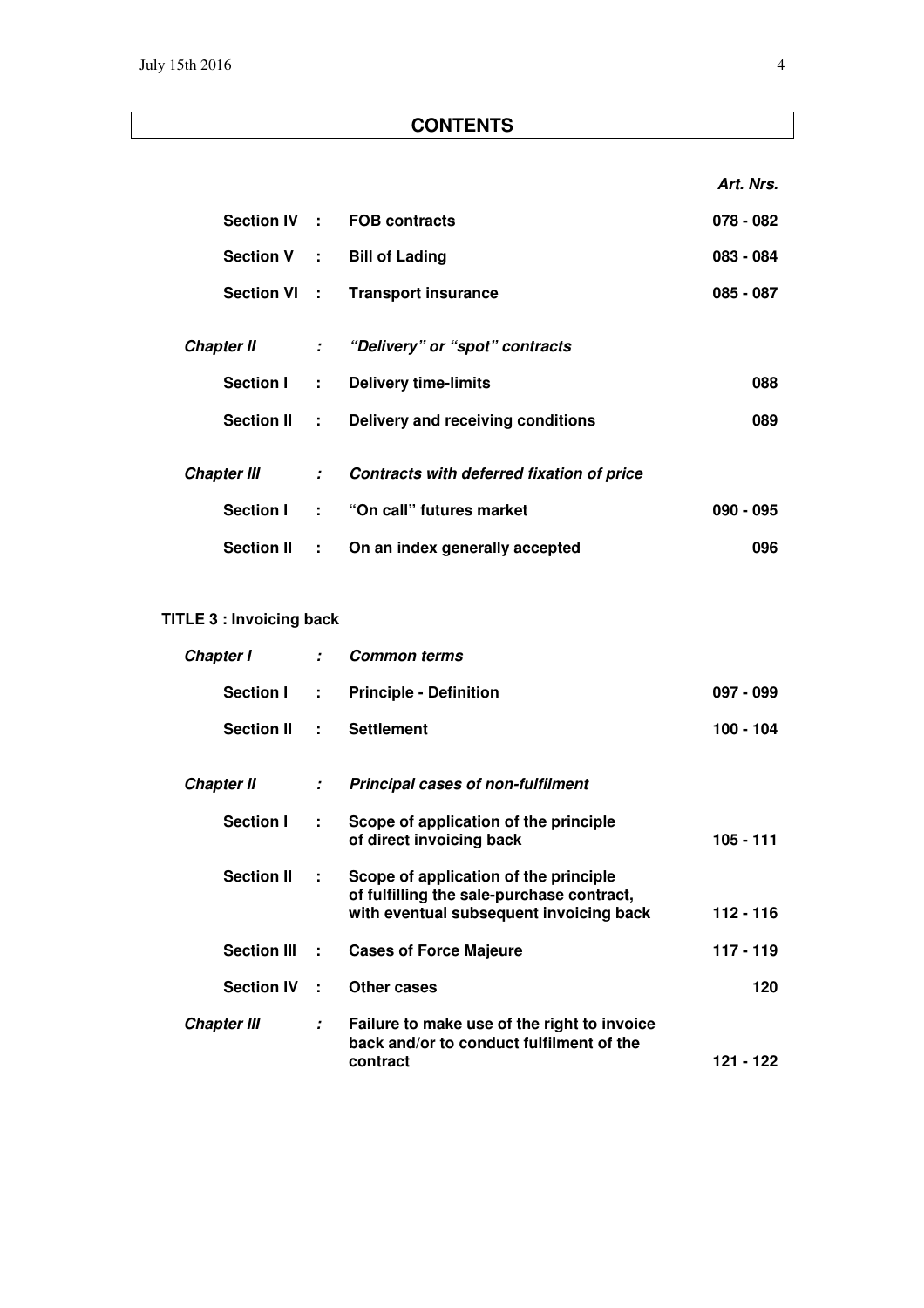## CONTENTS

| | | | Art. Nrs. |
|---|---|---|---|
| **Section IV** | **:** | **FOB contracts** | **078 - 082** |
| **Section V** | **:** | **Bill of Lading** | **083 - 084** |
| **Section VI** | **:** | **Transport insurance** | **085 - 087** |
| ***Chapter II*** | ***:*** | ***"Delivery" or "spot" contracts*** | |
| **Section I** | **:** | **Delivery time-limits** | **088** |
| **Section II** | **:** | **Delivery and receiving conditions** | **089** |
| ***Chapter III*** | ***:*** | ***Contracts with deferred fixation of price*** | |
| **Section I** | **:** | **"On call" futures market** | **090 - 095** |
| **Section II** | **:** | **On an index generally accepted** | **096** |

**TITLE 3 : Invoicing back**

| | | | |
|---|---|---|---|
| ***Chapter I*** | ***:*** | ***Common terms*** | |
| **Section I** | **:** | **Principle - Definition** | **097 - 099** |
| **Section II** | **:** | **Settlement** | **100 - 104** |
| ***Chapter II*** | ***:*** | ***Principal cases of non-fulfilment*** | |
| **Section I** | **:** | **Scope of application of the principle of direct invoicing back** | **105 - 111** |
| **Section II** | **:** | **Scope of application of the principle of fulfilling the sale-purchase contract, with eventual subsequent invoicing back** | **112 - 116** |
| **Section III** | **:** | **Cases of Force Majeure** | **117 - 119** |
| **Section IV** | **:** | **Other cases** | **120** |
| ***Chapter III*** | ***:*** | **Failure to make use of the right to invoice back and/or to conduct fulfilment of the contract** | **121 - 122** |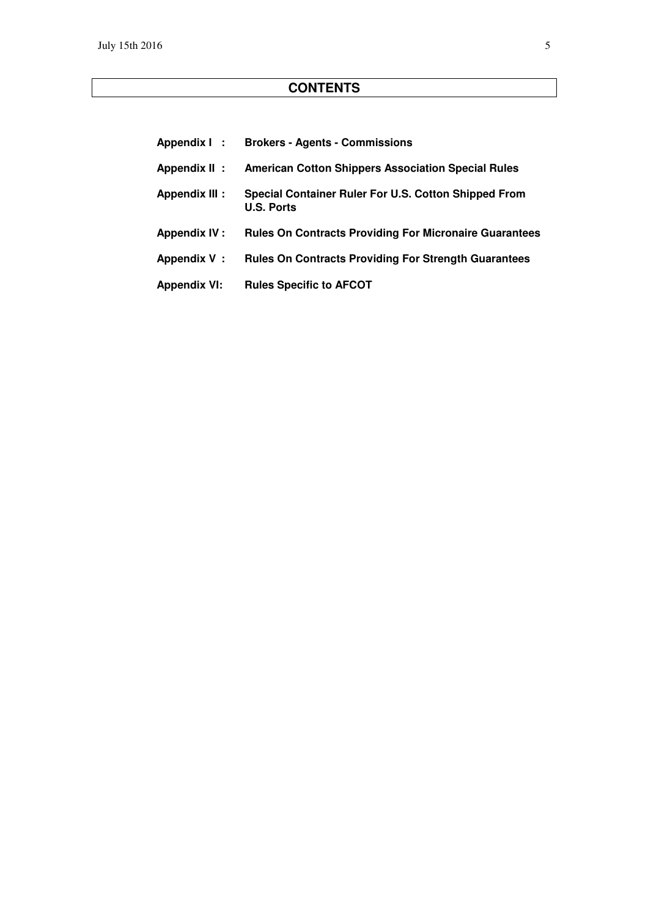# CONTENTS

| | |
|---|---|
| **Appendix I :** | **Brokers - Agents - Commissions** |
| **Appendix II :** | **American Cotton Shippers Association Special Rules** |
| **Appendix III :** | **Special Container Ruler For U.S. Cotton Shipped From U.S. Ports** |
| **Appendix IV :** | **Rules On Contracts Providing For Micronaire Guarantees** |
| **Appendix V :** | **Rules On Contracts Providing For Strength Guarantees** |
| **Appendix VI:** | **Rules Specific to AFCOT** |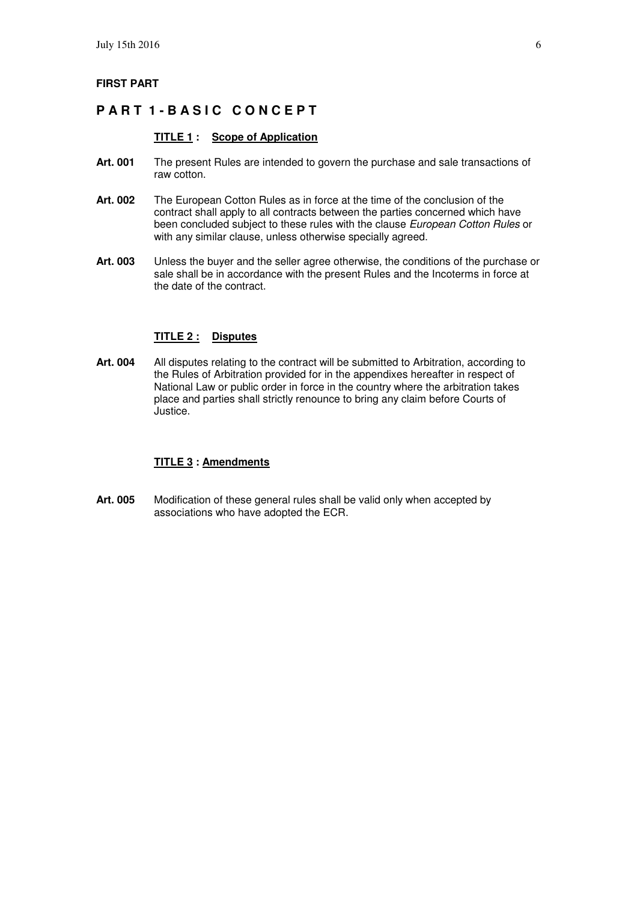**FIRST PART**

# P A R T 1 - B A S I C C O N C E P T

## TITLE 1 : Scope of Application

**Art. 001** The present Rules are intended to govern the purchase and sale transactions of raw cotton.

**Art. 002** The European Cotton Rules as in force at the time of the conclusion of the contract shall apply to all contracts between the parties concerned which have been concluded subject to these rules with the clause *European Cotton Rules* or with any similar clause, unless otherwise specially agreed.

**Art. 003** Unless the buyer and the seller agree otherwise, the conditions of the purchase or sale shall be in accordance with the present Rules and the Incoterms in force at the date of the contract.

## TITLE 2 : Disputes

**Art. 004** All disputes relating to the contract will be submitted to Arbitration, according to the Rules of Arbitration provided for in the appendixes hereafter in respect of National Law or public order in force in the country where the arbitration takes place and parties shall strictly renounce to bring any claim before Courts of Justice.

## TITLE 3 : Amendments

**Art. 005** Modification of these general rules shall be valid only when accepted by associations who have adopted the ECR.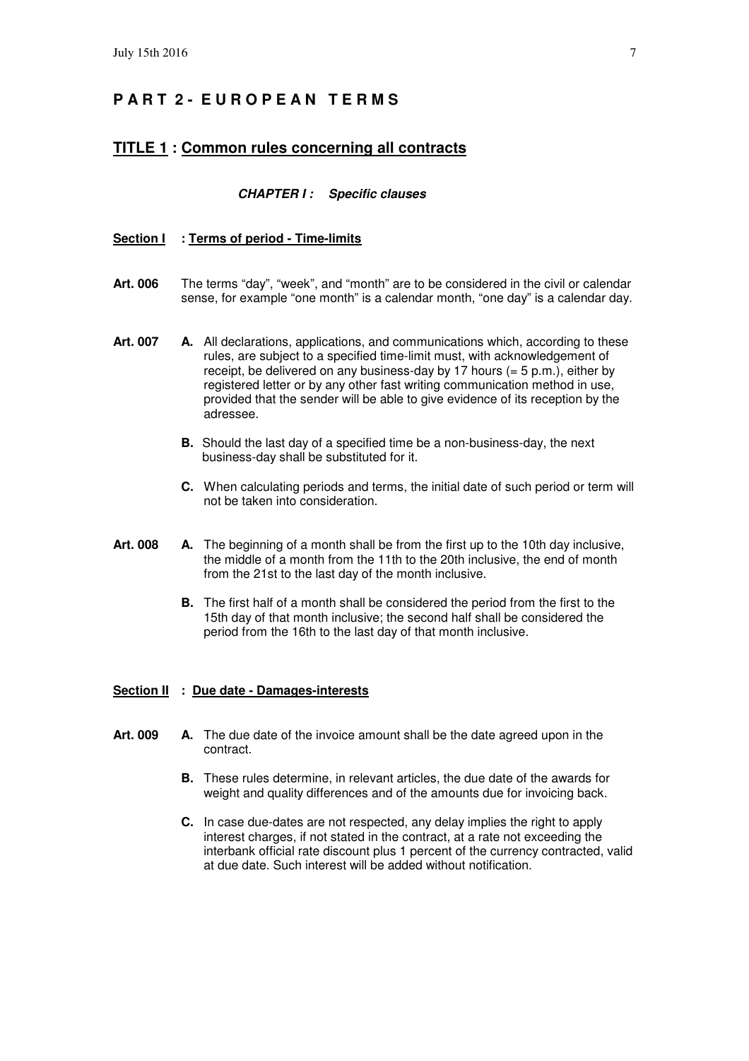# PART 2 - EUROPEAN TERMS

## TITLE 1 : Common rules concerning all contracts

### *CHAPTER I : Specific clauses*

#### Section I : Terms of period - Time-limits

**Art. 006** The terms "day", "week", and "month" are to be considered in the civil or calendar sense, for example "one month" is a calendar month, "one day" is a calendar day.

**Art. 007**

**A.** All declarations, applications, and communications which, according to these rules, are subject to a specified time-limit must, with acknowledgement of receipt, be delivered on any business-day by 17 hours (= 5 p.m.), either by registered letter or by any other fast writing communication method in use, provided that the sender will be able to give evidence of its reception by the adressee.

**B.** Should the last day of a specified time be a non-business-day, the next business-day shall be substituted for it.

**C.** When calculating periods and terms, the initial date of such period or term will not be taken into consideration.

**Art. 008**

**A.** The beginning of a month shall be from the first up to the 10th day inclusive, the middle of a month from the 11th to the 20th inclusive, the end of month from the 21st to the last day of the month inclusive.

**B.** The first half of a month shall be considered the period from the first to the 15th day of that month inclusive; the second half shall be considered the period from the 16th to the last day of that month inclusive.

#### Section II : Due date - Damages-interests

**Art. 009**

**A.** The due date of the invoice amount shall be the date agreed upon in the contract.

**B.** These rules determine, in relevant articles, the due date of the awards for weight and quality differences and of the amounts due for invoicing back.

**C.** In case due-dates are not respected, any delay implies the right to apply interest charges, if not stated in the contract, at a rate not exceeding the interbank official rate discount plus 1 percent of the currency contracted, valid at due date. Such interest will be added without notification.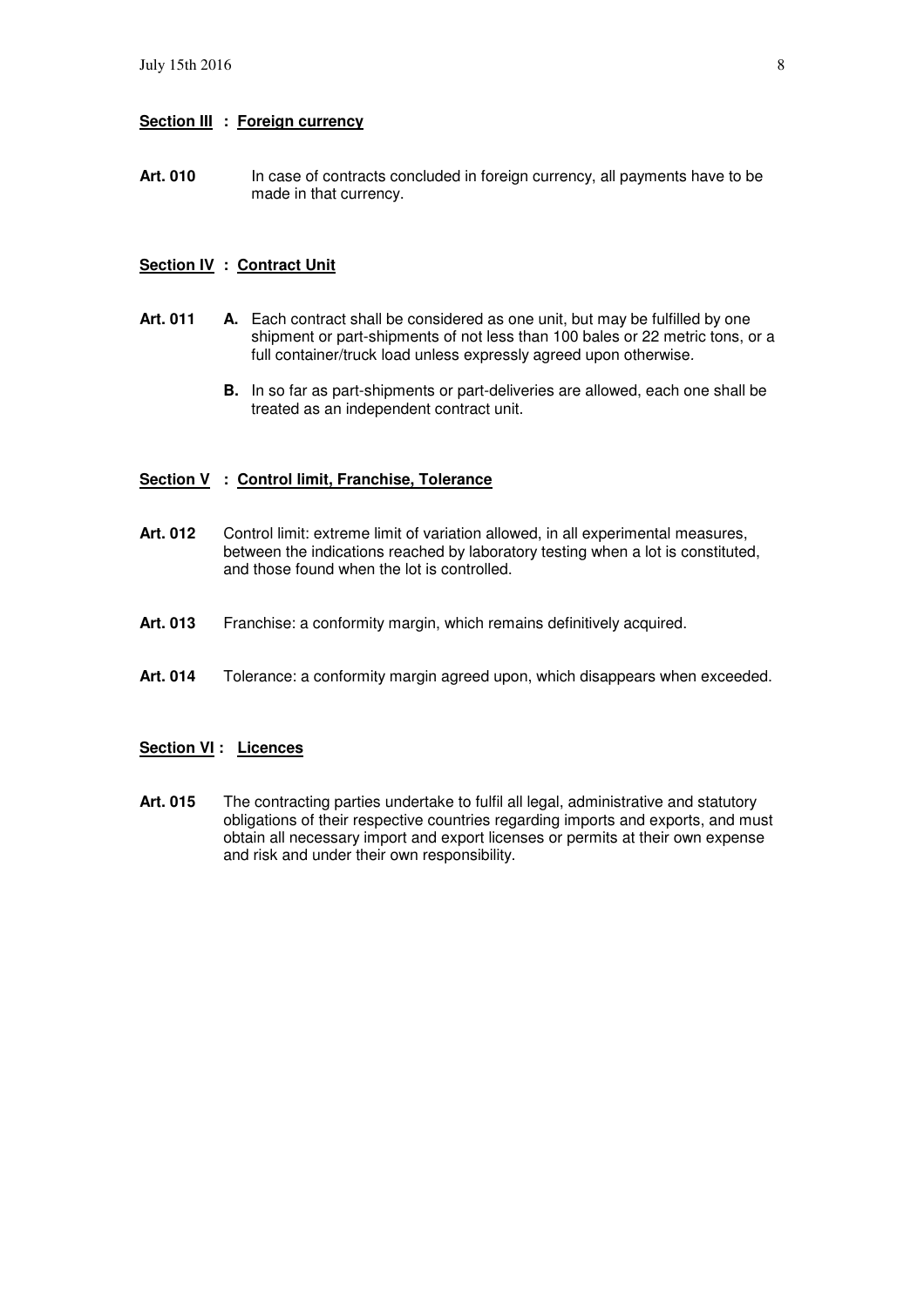## Section III : Foreign currency

**Art. 010** In case of contracts concluded in foreign currency, all payments have to be made in that currency.

## Section IV : Contract Unit

**Art. 011** **A.** Each contract shall be considered as one unit, but may be fulfilled by one shipment or part-shipments of not less than 100 bales or 22 metric tons, or a full container/truck load unless expressly agreed upon otherwise.

**B.** In so far as part-shipments or part-deliveries are allowed, each one shall be treated as an independent contract unit.

## Section V : Control limit, Franchise, Tolerance

**Art. 012** Control limit: extreme limit of variation allowed, in all experimental measures, between the indications reached by laboratory testing when a lot is constituted, and those found when the lot is controlled.

**Art. 013** Franchise: a conformity margin, which remains definitively acquired.

**Art. 014** Tolerance: a conformity margin agreed upon, which disappears when exceeded.

## Section VI : Licences

**Art. 015** The contracting parties undertake to fulfil all legal, administrative and statutory obligations of their respective countries regarding imports and exports, and must obtain all necessary import and export licenses or permits at their own expense and risk and under their own responsibility.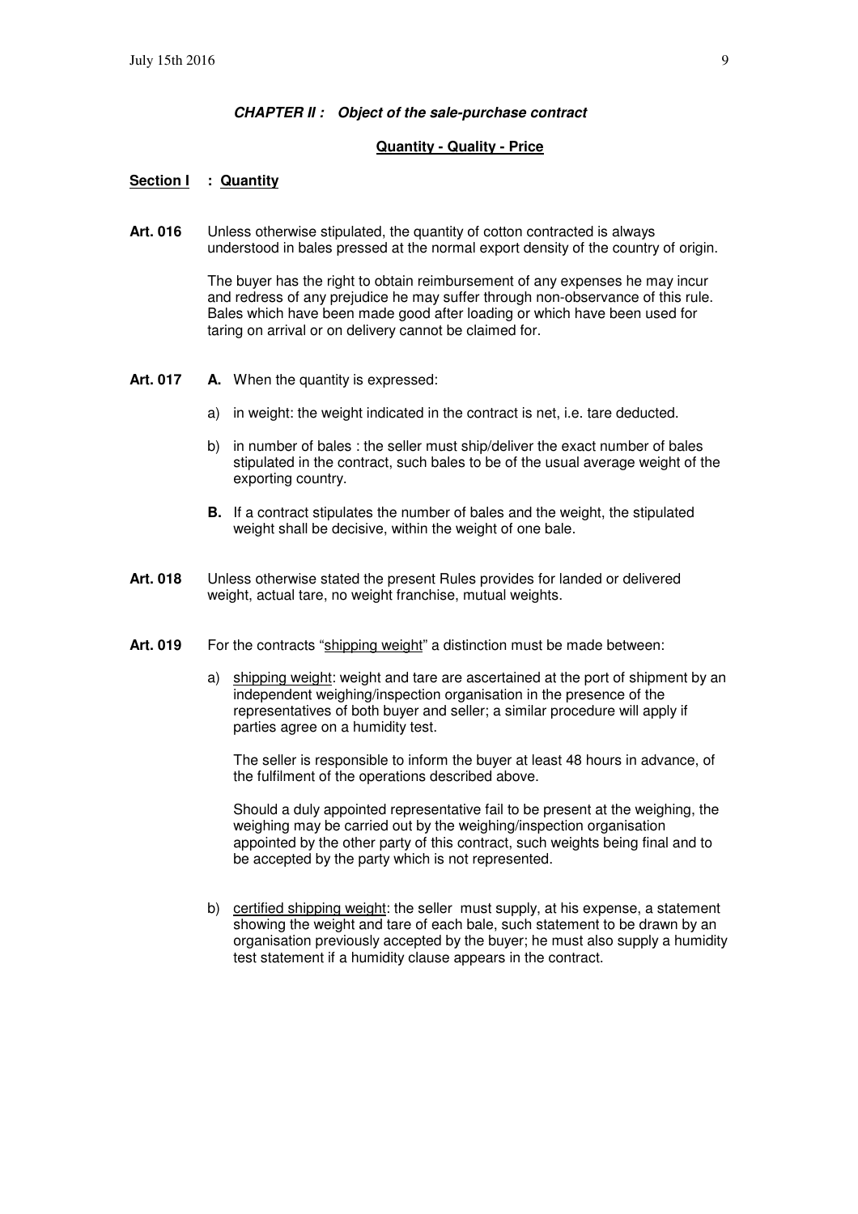## ***CHAPTER II : Object of the sale-purchase contract***

**Quantity - Quality - Price**

### Section I : Quantity

**Art. 016** Unless otherwise stipulated, the quantity of cotton contracted is always understood in bales pressed at the normal export density of the country of origin.

The buyer has the right to obtain reimbursement of any expenses he may incur and redress of any prejudice he may suffer through non-observance of this rule. Bales which have been made good after loading or which have been used for taring on arrival or on delivery cannot be claimed for.

**Art. 017** **A.** When the quantity is expressed:

a) in weight: the weight indicated in the contract is net, i.e. tare deducted.

b) in number of bales : the seller must ship/deliver the exact number of bales stipulated in the contract, such bales to be of the usual average weight of the exporting country.

**B.** If a contract stipulates the number of bales and the weight, the stipulated weight shall be decisive, within the weight of one bale.

**Art. 018** Unless otherwise stated the present Rules provides for landed or delivered weight, actual tare, no weight franchise, mutual weights.

**Art. 019** For the contracts "shipping weight" a distinction must be made between:

a) shipping weight: weight and tare are ascertained at the port of shipment by an independent weighing/inspection organisation in the presence of the representatives of both buyer and seller; a similar procedure will apply if parties agree on a humidity test.

The seller is responsible to inform the buyer at least 48 hours in advance, of the fulfilment of the operations described above.

Should a duly appointed representative fail to be present at the weighing, the weighing may be carried out by the weighing/inspection organisation appointed by the other party of this contract, such weights being final and to be accepted by the party which is not represented.

b) certified shipping weight: the seller must supply, at his expense, a statement showing the weight and tare of each bale, such statement to be drawn by an organisation previously accepted by the buyer; he must also supply a humidity test statement if a humidity clause appears in the contract.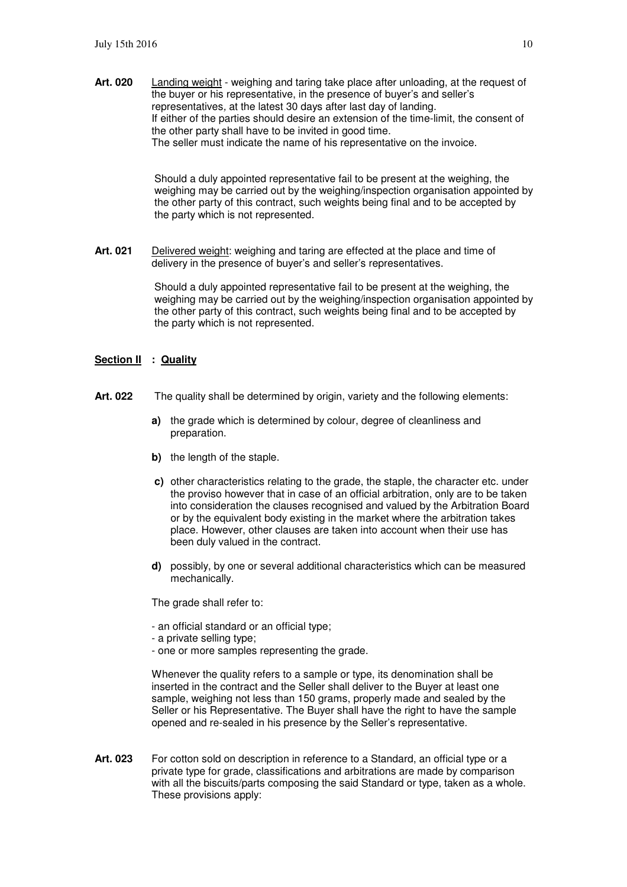**Art. 020** Landing weight - weighing and taring take place after unloading, at the request of the buyer or his representative, in the presence of buyer's and seller's representatives, at the latest 30 days after last day of landing. If either of the parties should desire an extension of the time-limit, the consent of the other party shall have to be invited in good time. The seller must indicate the name of his representative on the invoice.

Should a duly appointed representative fail to be present at the weighing, the weighing may be carried out by the weighing/inspection organisation appointed by the other party of this contract, such weights being final and to be accepted by the party which is not represented.

**Art. 021** Delivered weight: weighing and taring are effected at the place and time of delivery in the presence of buyer's and seller's representatives.

Should a duly appointed representative fail to be present at the weighing, the weighing may be carried out by the weighing/inspection organisation appointed by the other party of this contract, such weights being final and to be accepted by the party which is not represented.

## Section II : Quality

**Art. 022** The quality shall be determined by origin, variety and the following elements:

- **a)** the grade which is determined by colour, degree of cleanliness and preparation.
- **b)** the length of the staple.
- **c)** other characteristics relating to the grade, the staple, the character etc. under the proviso however that in case of an official arbitration, only are to be taken into consideration the clauses recognised and valued by the Arbitration Board or by the equivalent body existing in the market where the arbitration takes place. However, other clauses are taken into account when their use has been duly valued in the contract.
- **d)** possibly, by one or several additional characteristics which can be measured mechanically.

The grade shall refer to:

- an official standard or an official type;
- a private selling type;
- one or more samples representing the grade.

Whenever the quality refers to a sample or type, its denomination shall be inserted in the contract and the Seller shall deliver to the Buyer at least one sample, weighing not less than 150 grams, properly made and sealed by the Seller or his Representative. The Buyer shall have the right to have the sample opened and re-sealed in his presence by the Seller's representative.

**Art. 023** For cotton sold on description in reference to a Standard, an official type or a private type for grade, classifications and arbitrations are made by comparison with all the biscuits/parts composing the said Standard or type, taken as a whole. These provisions apply: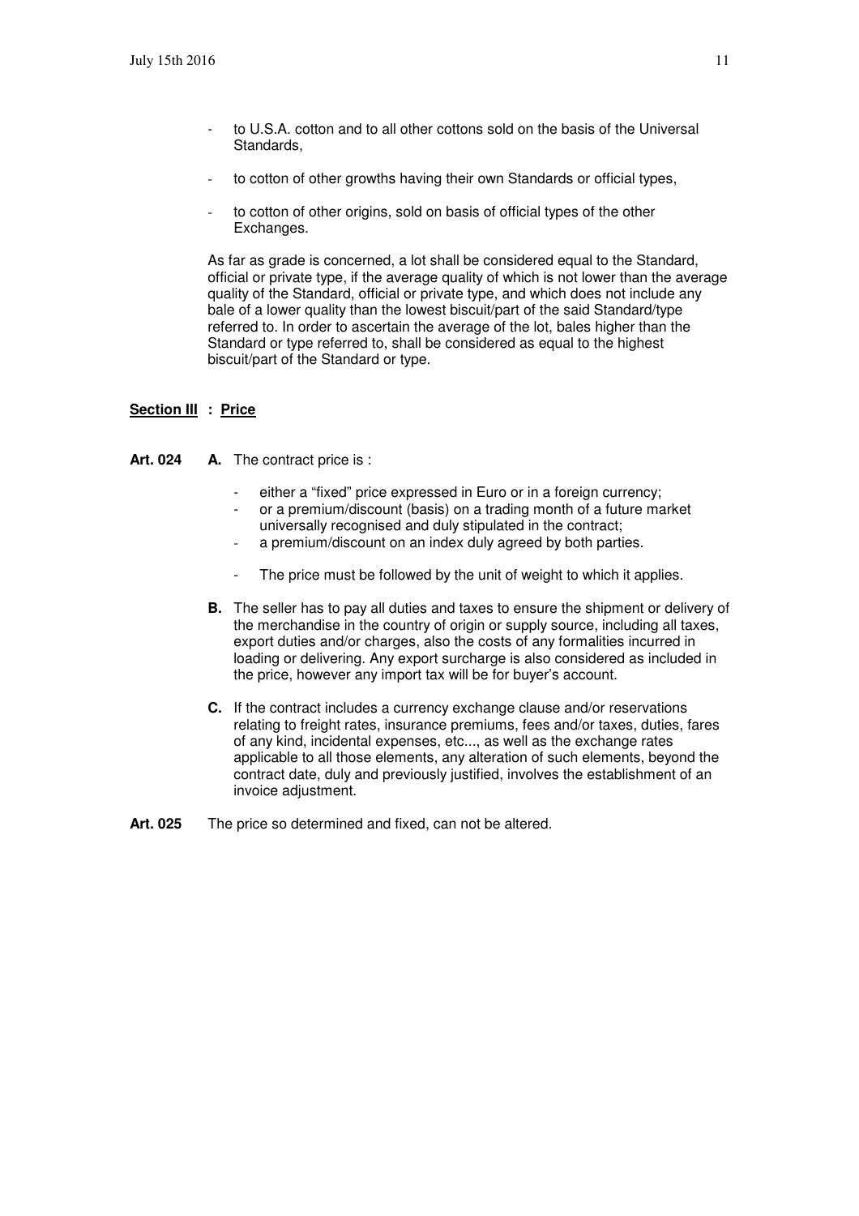- to U.S.A. cotton and to all other cottons sold on the basis of the Universal Standards,
- to cotton of other growths having their own Standards or official types,
- to cotton of other origins, sold on basis of official types of the other Exchanges.

As far as grade is concerned, a lot shall be considered equal to the Standard, official or private type, if the average quality of which is not lower than the average quality of the Standard, official or private type, and which does not include any bale of a lower quality than the lowest biscuit/part of the said Standard/type referred to. In order to ascertain the average of the lot, bales higher than the Standard or type referred to, shall be considered as equal to the highest biscuit/part of the Standard or type.

## Section III : Price

**Art. 024** **A.** The contract price is :

- either a "fixed" price expressed in Euro or in a foreign currency;
- or a premium/discount (basis) on a trading month of a future market universally recognised and duly stipulated in the contract;
- a premium/discount on an index duly agreed by both parties.
- The price must be followed by the unit of weight to which it applies.

**B.** The seller has to pay all duties and taxes to ensure the shipment or delivery of the merchandise in the country of origin or supply source, including all taxes, export duties and/or charges, also the costs of any formalities incurred in loading or delivering. Any export surcharge is also considered as included in the price, however any import tax will be for buyer's account.

**C.** If the contract includes a currency exchange clause and/or reservations relating to freight rates, insurance premiums, fees and/or taxes, duties, fares of any kind, incidental expenses, etc..., as well as the exchange rates applicable to all those elements, any alteration of such elements, beyond the contract date, duly and previously justified, involves the establishment of an invoice adjustment.

**Art. 025** The price so determined and fixed, can not be altered.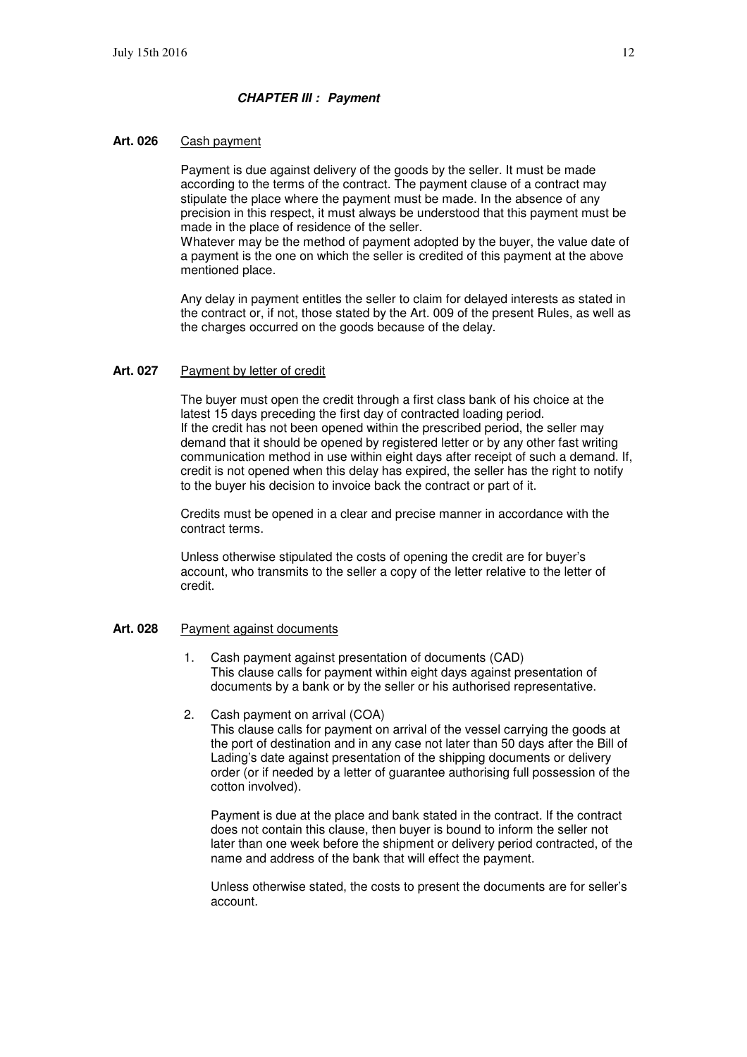## ***CHAPTER III : Payment***

**Art. 026** Cash payment

Payment is due against delivery of the goods by the seller. It must be made according to the terms of the contract. The payment clause of a contract may stipulate the place where the payment must be made. In the absence of any precision in this respect, it must always be understood that this payment must be made in the place of residence of the seller.
Whatever may be the method of payment adopted by the buyer, the value date of a payment is the one on which the seller is credited of this payment at the above mentioned place.

Any delay in payment entitles the seller to claim for delayed interests as stated in the contract or, if not, those stated by the Art. 009 of the present Rules, as well as the charges occurred on the goods because of the delay.

**Art. 027** Payment by letter of credit

The buyer must open the credit through a first class bank of his choice at the latest 15 days preceding the first day of contracted loading period.
If the credit has not been opened within the prescribed period, the seller may demand that it should be opened by registered letter or by any other fast writing communication method in use within eight days after receipt of such a demand. If, credit is not opened when this delay has expired, the seller has the right to notify to the buyer his decision to invoice back the contract or part of it.

Credits must be opened in a clear and precise manner in accordance with the contract terms.

Unless otherwise stipulated the costs of opening the credit are for buyer's account, who transmits to the seller a copy of the letter relative to the letter of credit.

**Art. 028** Payment against documents

1. Cash payment against presentation of documents (CAD)
   This clause calls for payment within eight days against presentation of documents by a bank or by the seller or his authorised representative.

2. Cash payment on arrival (COA)
   This clause calls for payment on arrival of the vessel carrying the goods at the port of destination and in any case not later than 50 days after the Bill of Lading's date against presentation of the shipping documents or delivery order (or if needed by a letter of guarantee authorising full possession of the cotton involved).

   Payment is due at the place and bank stated in the contract. If the contract does not contain this clause, then buyer is bound to inform the seller not later than one week before the shipment or delivery period contracted, of the name and address of the bank that will effect the payment.

   Unless otherwise stated, the costs to present the documents are for seller's account.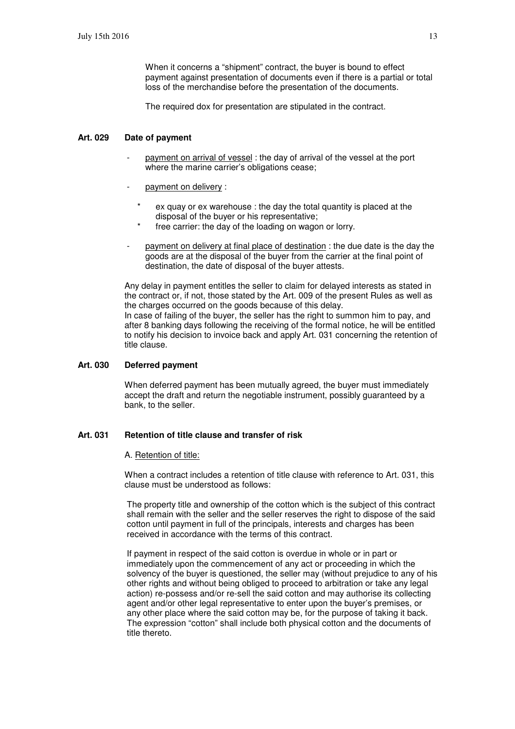When it concerns a "shipment" contract, the buyer is bound to effect payment against presentation of documents even if there is a partial or total loss of the merchandise before the presentation of the documents.

The required dox for presentation are stipulated in the contract.

### Art. 029 Date of payment

- <u>payment on arrival of vessel</u> : the day of arrival of the vessel at the port where the marine carrier's obligations cease;
- <u>payment on delivery</u> :
  - ex quay or ex warehouse : the day the total quantity is placed at the disposal of the buyer or his representative;
  - free carrier: the day of the loading on wagon or lorry.
- <u>payment on delivery at final place of destination</u> : the due date is the day the goods are at the disposal of the buyer from the carrier at the final point of destination, the date of disposal of the buyer attests.

Any delay in payment entitles the seller to claim for delayed interests as stated in the contract or, if not, those stated by the Art. 009 of the present Rules as well as the charges occurred on the goods because of this delay.
In case of failing of the buyer, the seller has the right to summon him to pay, and after 8 banking days following the receiving of the formal notice, he will be entitled to notify his decision to invoice back and apply Art. 031 concerning the retention of title clause.

### Art. 030 Deferred payment

When deferred payment has been mutually agreed, the buyer must immediately accept the draft and return the negotiable instrument, possibly guaranteed by a bank, to the seller.

### Art. 031 Retention of title clause and transfer of risk

A. <u>Retention of title:</u>

When a contract includes a retention of title clause with reference to Art. 031, this clause must be understood as follows:

The property title and ownership of the cotton which is the subject of this contract shall remain with the seller and the seller reserves the right to dispose of the said cotton until payment in full of the principals, interests and charges has been received in accordance with the terms of this contract.

If payment in respect of the said cotton is overdue in whole or in part or immediately upon the commencement of any act or proceeding in which the solvency of the buyer is questioned, the seller may (without prejudice to any of his other rights and without being obliged to proceed to arbitration or take any legal action) re-possess and/or re-sell the said cotton and may authorise its collecting agent and/or other legal representative to enter upon the buyer's premises, or any other place where the said cotton may be, for the purpose of taking it back. The expression "cotton" shall include both physical cotton and the documents of title thereto.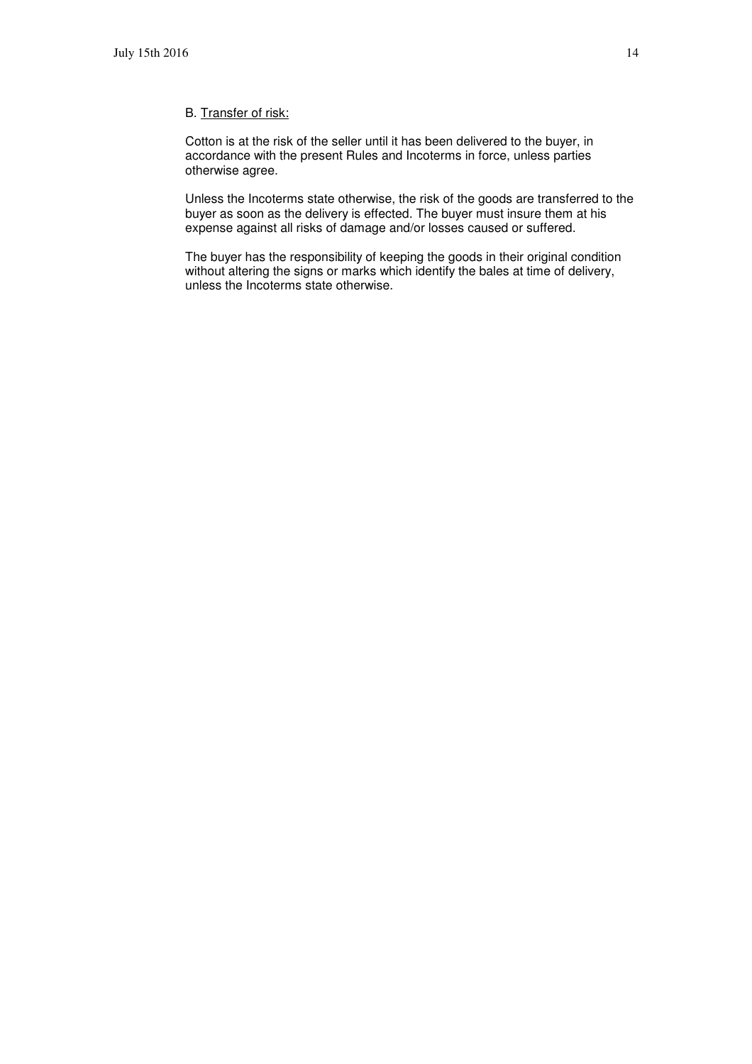B. <u>Transfer of risk:</u>

Cotton is at the risk of the seller until it has been delivered to the buyer, in accordance with the present Rules and Incoterms in force, unless parties otherwise agree.

Unless the Incoterms state otherwise, the risk of the goods are transferred to the buyer as soon as the delivery is effected. The buyer must insure them at his expense against all risks of damage and/or losses caused or suffered.

The buyer has the responsibility of keeping the goods in their original condition without altering the signs or marks which identify the bales at time of delivery, unless the Incoterms state otherwise.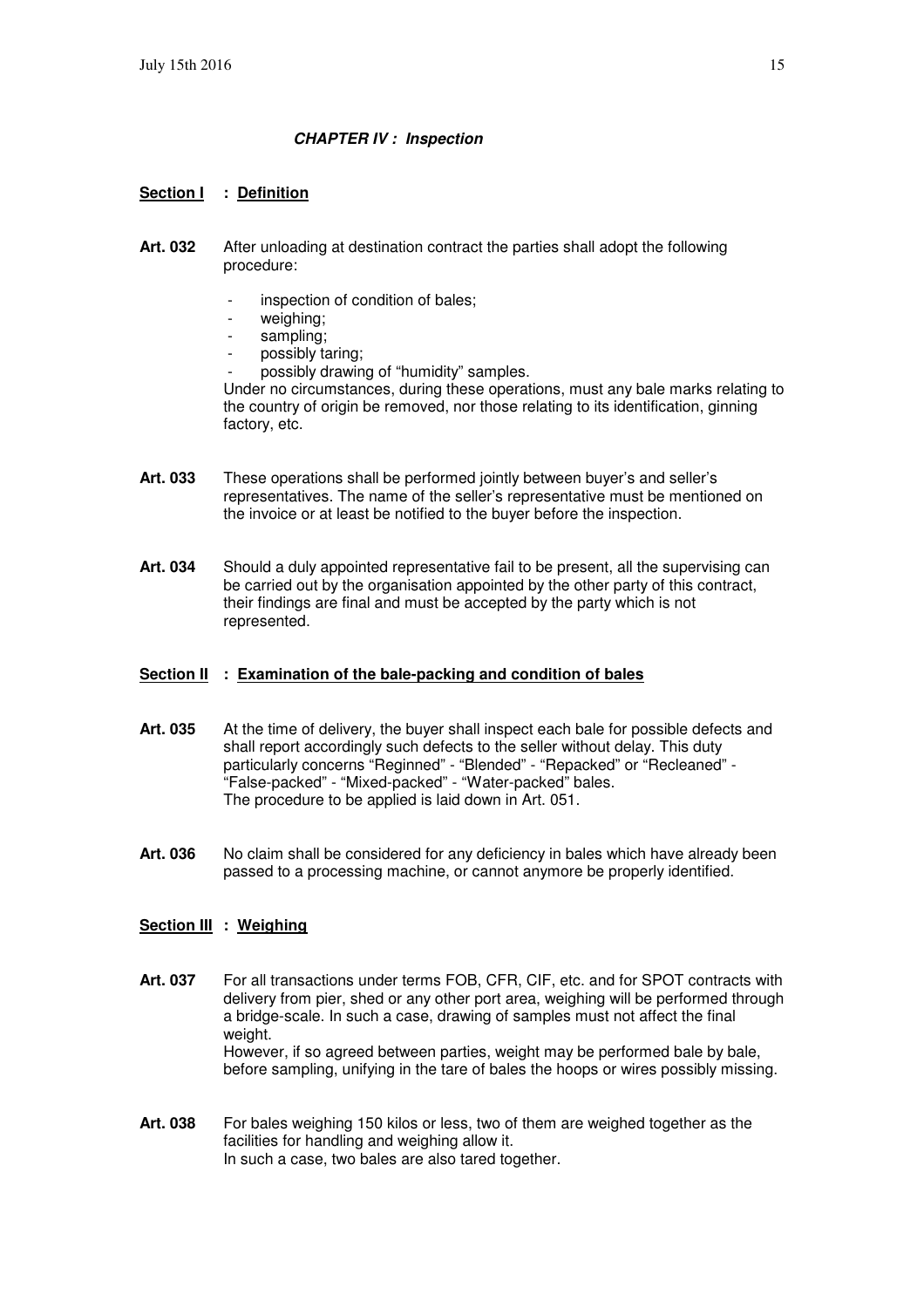### ***CHAPTER IV : Inspection***

#### **Section I : Definition**

**Art. 032** After unloading at destination contract the parties shall adopt the following procedure:

- inspection of condition of bales;
- weighing;
- sampling;
- possibly taring;
- possibly drawing of "humidity" samples.

Under no circumstances, during these operations, must any bale marks relating to the country of origin be removed, nor those relating to its identification, ginning factory, etc.

**Art. 033** These operations shall be performed jointly between buyer's and seller's representatives. The name of the seller's representative must be mentioned on the invoice or at least be notified to the buyer before the inspection.

**Art. 034** Should a duly appointed representative fail to be present, all the supervising can be carried out by the organisation appointed by the other party of this contract, their findings are final and must be accepted by the party which is not represented.

#### **Section II : Examination of the bale-packing and condition of bales**

**Art. 035** At the time of delivery, the buyer shall inspect each bale for possible defects and shall report accordingly such defects to the seller without delay. This duty particularly concerns "Reginned" - "Blended" - "Repacked" or "Recleaned" - "False-packed" - "Mixed-packed" - "Water-packed" bales.
The procedure to be applied is laid down in Art. 051.

**Art. 036** No claim shall be considered for any deficiency in bales which have already been passed to a processing machine, or cannot anymore be properly identified.

#### **Section III : Weighing**

**Art. 037** For all transactions under terms FOB, CFR, CIF, etc. and for SPOT contracts with delivery from pier, shed or any other port area, weighing will be performed through a bridge-scale. In such a case, drawing of samples must not affect the final weight.
However, if so agreed between parties, weight may be performed bale by bale, before sampling, unifying in the tare of bales the hoops or wires possibly missing.

**Art. 038** For bales weighing 150 kilos or less, two of them are weighed together as the facilities for handling and weighing allow it.
In such a case, two bales are also tared together.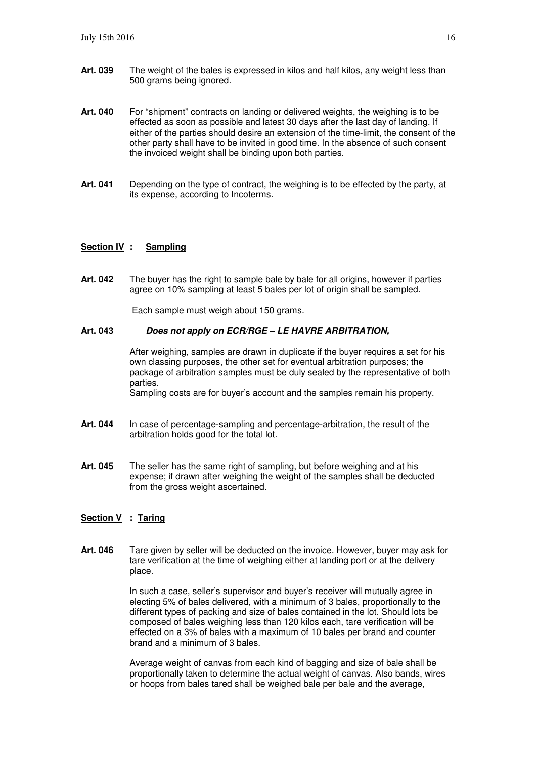**Art. 039** The weight of the bales is expressed in kilos and half kilos, any weight less than 500 grams being ignored.

**Art. 040** For "shipment" contracts on landing or delivered weights, the weighing is to be effected as soon as possible and latest 30 days after the last day of landing. If either of the parties should desire an extension of the time-limit, the consent of the other party shall have to be invited in good time. In the absence of such consent the invoiced weight shall be binding upon both parties.

**Art. 041** Depending on the type of contract, the weighing is to be effected by the party, at its expense, according to Incoterms.

## Section IV : Sampling

**Art. 042** The buyer has the right to sample bale by bale for all origins, however if parties agree on 10% sampling at least 5 bales per lot of origin shall be sampled.

Each sample must weigh about 150 grams.

**Art. 043** ***Does not apply on ECR/RGE – LE HAVRE ARBITRATION,***

After weighing, samples are drawn in duplicate if the buyer requires a set for his own classing purposes, the other set for eventual arbitration purposes; the package of arbitration samples must be duly sealed by the representative of both parties.
Sampling costs are for buyer's account and the samples remain his property.

**Art. 044** In case of percentage-sampling and percentage-arbitration, the result of the arbitration holds good for the total lot.

**Art. 045** The seller has the same right of sampling, but before weighing and at his expense; if drawn after weighing the weight of the samples shall be deducted from the gross weight ascertained.

## Section V : Taring

**Art. 046** Tare given by seller will be deducted on the invoice. However, buyer may ask for tare verification at the time of weighing either at landing port or at the delivery place.

In such a case, seller's supervisor and buyer's receiver will mutually agree in electing 5% of bales delivered, with a minimum of 3 bales, proportionally to the different types of packing and size of bales contained in the lot. Should lots be composed of bales weighing less than 120 kilos each, tare verification will be effected on a 3% of bales with a maximum of 10 bales per brand and counter brand and a minimum of 3 bales.

Average weight of canvas from each kind of bagging and size of bale shall be proportionally taken to determine the actual weight of canvas. Also bands, wires or hoops from bales tared shall be weighed bale per bale and the average,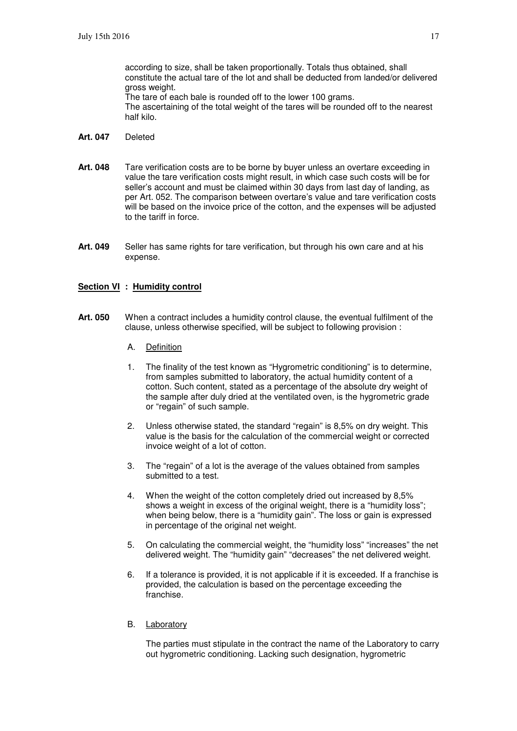according to size, shall be taken proportionally. Totals thus obtained, shall constitute the actual tare of the lot and shall be deducted from landed/or delivered gross weight.
The tare of each bale is rounded off to the lower 100 grams.
The ascertaining of the total weight of the tares will be rounded off to the nearest half kilo.

**Art. 047** Deleted

**Art. 048** Tare verification costs are to be borne by buyer unless an overtare exceeding in value the tare verification costs might result, in which case such costs will be for seller's account and must be claimed within 30 days from last day of landing, as per Art. 052. The comparison between overtare's value and tare verification costs will be based on the invoice price of the cotton, and the expenses will be adjusted to the tariff in force.

**Art. 049** Seller has same rights for tare verification, but through his own care and at his expense.

## <u>Section VI</u> : <u>Humidity control</u>

**Art. 050** When a contract includes a humidity control clause, the eventual fulfilment of the clause, unless otherwise specified, will be subject to following provision :

A. <u>Definition</u>

1. The finality of the test known as "Hygrometric conditioning" is to determine, from samples submitted to laboratory, the actual humidity content of a cotton. Such content, stated as a percentage of the absolute dry weight of the sample after duly dried at the ventilated oven, is the hygrometric grade or "regain" of such sample.

2. Unless otherwise stated, the standard "regain" is 8,5% on dry weight. This value is the basis for the calculation of the commercial weight or corrected invoice weight of a lot of cotton.

3. The "regain" of a lot is the average of the values obtained from samples submitted to a test.

4. When the weight of the cotton completely dried out increased by 8,5% shows a weight in excess of the original weight, there is a "humidity loss"; when being below, there is a "humidity gain". The loss or gain is expressed in percentage of the original net weight.

5. On calculating the commercial weight, the "humidity loss" "increases" the net delivered weight. The "humidity gain" "decreases" the net delivered weight.

6. If a tolerance is provided, it is not applicable if it is exceeded. If a franchise is provided, the calculation is based on the percentage exceeding the franchise.

B. <u>Laboratory</u>

The parties must stipulate in the contract the name of the Laboratory to carry out hygrometric conditioning. Lacking such designation, hygrometric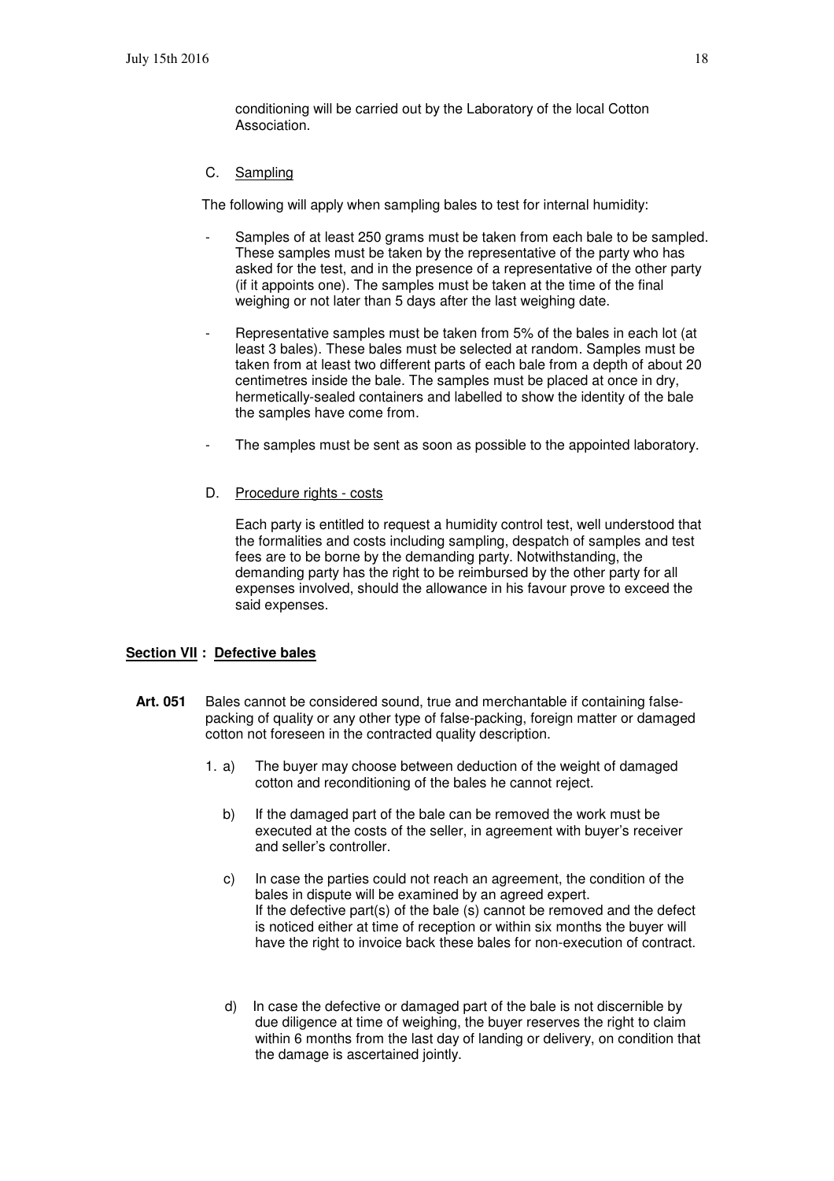conditioning will be carried out by the Laboratory of the local Cotton Association.

C. Sampling

The following will apply when sampling bales to test for internal humidity:

- Samples of at least 250 grams must be taken from each bale to be sampled. These samples must be taken by the representative of the party who has asked for the test, and in the presence of a representative of the other party (if it appoints one). The samples must be taken at the time of the final weighing or not later than 5 days after the last weighing date.

- Representative samples must be taken from 5% of the bales in each lot (at least 3 bales). These bales must be selected at random. Samples must be taken from at least two different parts of each bale from a depth of about 20 centimetres inside the bale. The samples must be placed at once in dry, hermetically-sealed containers and labelled to show the identity of the bale the samples have come from.

- The samples must be sent as soon as possible to the appointed laboratory.

D. Procedure rights - costs

Each party is entitled to request a humidity control test, well understood that the formalities and costs including sampling, despatch of samples and test fees are to be borne by the demanding party. Notwithstanding, the demanding party has the right to be reimbursed by the other party for all expenses involved, should the allowance in his favour prove to exceed the said expenses.

## Section VII : Defective bales

**Art. 051** Bales cannot be considered sound, true and merchantable if containing false-packing of quality or any other type of false-packing, foreign matter or damaged cotton not foreseen in the contracted quality description.

1. a) The buyer may choose between deduction of the weight of damaged cotton and reconditioning of the bales he cannot reject.

   b) If the damaged part of the bale can be removed the work must be executed at the costs of the seller, in agreement with buyer's receiver and seller's controller.

   c) In case the parties could not reach an agreement, the condition of the bales in dispute will be examined by an agreed expert.
   If the defective part(s) of the bale (s) cannot be removed and the defect is noticed either at time of reception or within six months the buyer will have the right to invoice back these bales for non-execution of contract.

   d) In case the defective or damaged part of the bale is not discernible by due diligence at time of weighing, the buyer reserves the right to claim within 6 months from the last day of landing or delivery, on condition that the damage is ascertained jointly.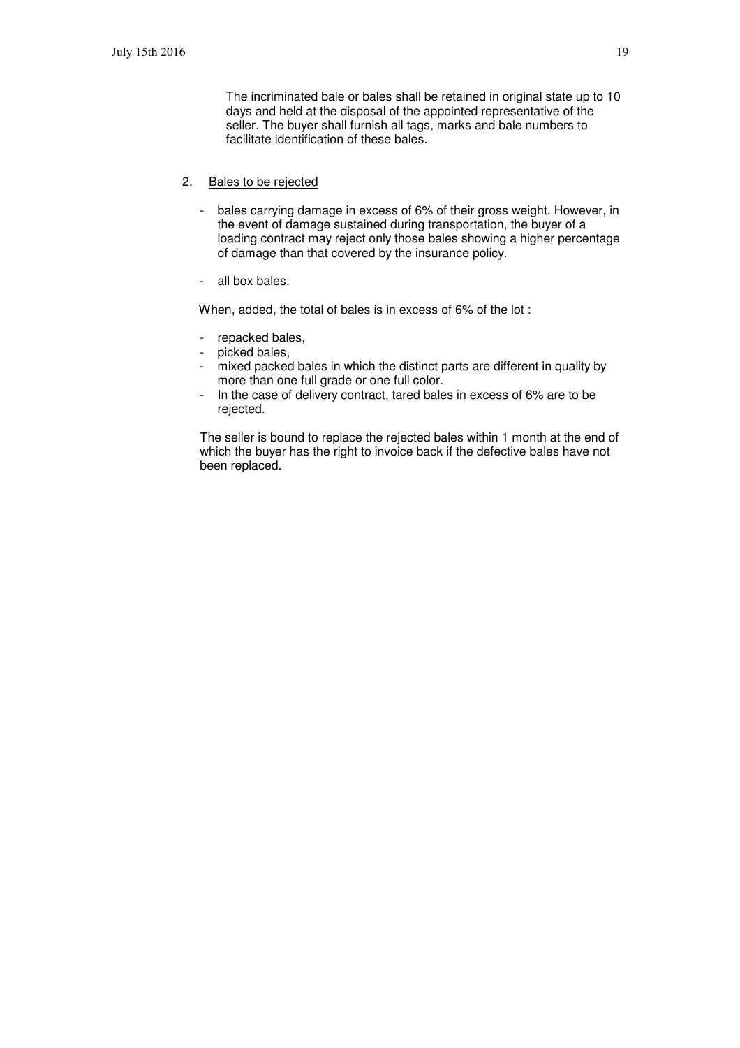The incriminated bale or bales shall be retained in original state up to 10 days and held at the disposal of the appointed representative of the seller. The buyer shall furnish all tags, marks and bale numbers to facilitate identification of these bales.

2. Bales to be rejected

- bales carrying damage in excess of 6% of their gross weight. However, in the event of damage sustained during transportation, the buyer of a loading contract may reject only those bales showing a higher percentage of damage than that covered by the insurance policy.
- all box bales.

When, added, the total of bales is in excess of 6% of the lot :

- repacked bales,
- picked bales,
- mixed packed bales in which the distinct parts are different in quality by more than one full grade or one full color.
- In the case of delivery contract, tared bales in excess of 6% are to be rejected.

The seller is bound to replace the rejected bales within 1 month at the end of which the buyer has the right to invoice back if the defective bales have not been replaced.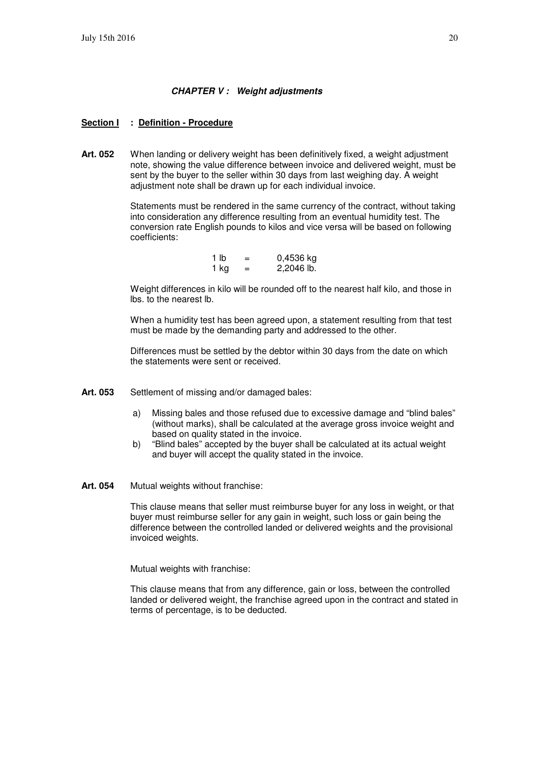## *CHAPTER V : Weight adjustments*

### Section I : Definition - Procedure

**Art. 052** When landing or delivery weight has been definitively fixed, a weight adjustment note, showing the value difference between invoice and delivered weight, must be sent by the buyer to the seller within 30 days from last weighing day. A weight adjustment note shall be drawn up for each individual invoice.

Statements must be rendered in the same currency of the contract, without taking into consideration any difference resulting from an eventual humidity test. The conversion rate English pounds to kilos and vice versa will be based on following coefficients:

| | | |
|---|---|---|
| 1 lb | = | 0,4536 kg |
| 1 kg | = | 2,2046 lb. |

Weight differences in kilo will be rounded off to the nearest half kilo, and those in lbs. to the nearest lb.

When a humidity test has been agreed upon, a statement resulting from that test must be made by the demanding party and addressed to the other.

Differences must be settled by the debtor within 30 days from the date on which the statements were sent or received.

**Art. 053** Settlement of missing and/or damaged bales:

a) Missing bales and those refused due to excessive damage and "blind bales" (without marks), shall be calculated at the average gross invoice weight and based on quality stated in the invoice.

b) "Blind bales" accepted by the buyer shall be calculated at its actual weight and buyer will accept the quality stated in the invoice.

**Art. 054** Mutual weights without franchise:

This clause means that seller must reimburse buyer for any loss in weight, or that buyer must reimburse seller for any gain in weight, such loss or gain being the difference between the controlled landed or delivered weights and the provisional invoiced weights.

Mutual weights with franchise:

This clause means that from any difference, gain or loss, between the controlled landed or delivered weight, the franchise agreed upon in the contract and stated in terms of percentage, is to be deducted.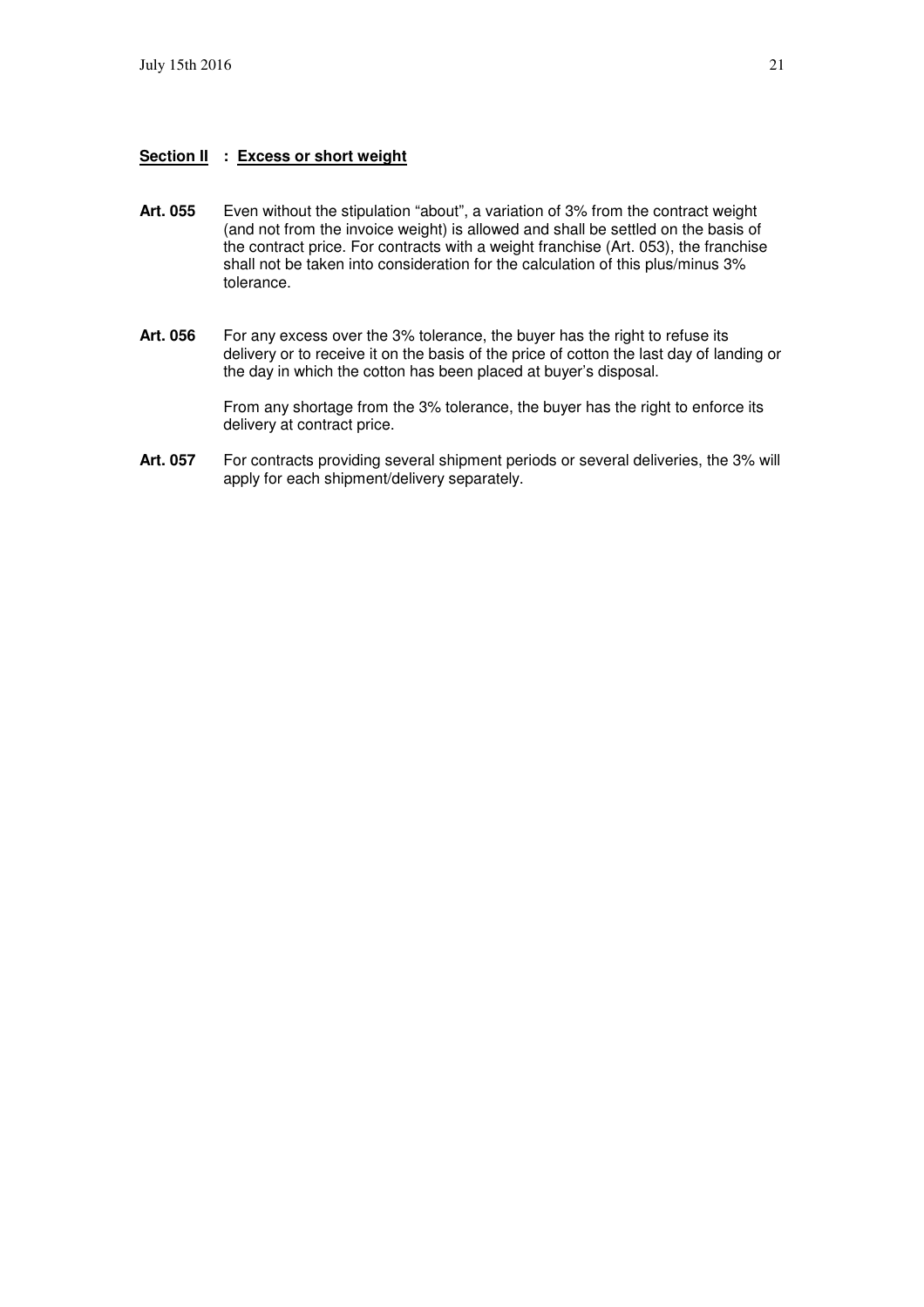## **Section II : Excess or short weight**

**Art. 055** Even without the stipulation "about", a variation of 3% from the contract weight (and not from the invoice weight) is allowed and shall be settled on the basis of the contract price. For contracts with a weight franchise (Art. 053), the franchise shall not be taken into consideration for the calculation of this plus/minus 3% tolerance.

**Art. 056** For any excess over the 3% tolerance, the buyer has the right to refuse its delivery or to receive it on the basis of the price of cotton the last day of landing or the day in which the cotton has been placed at buyer's disposal.

From any shortage from the 3% tolerance, the buyer has the right to enforce its delivery at contract price.

**Art. 057** For contracts providing several shipment periods or several deliveries, the 3% will apply for each shipment/delivery separately.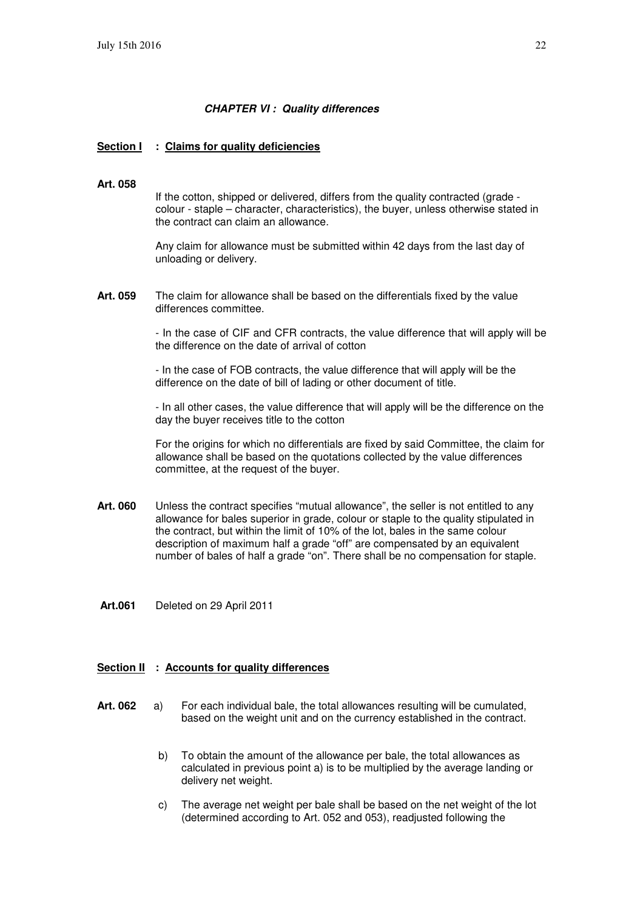## *CHAPTER VI : Quality differences*

### Section I : Claims for quality deficiencies

**Art. 058**

If the cotton, shipped or delivered, differs from the quality contracted (grade - colour - staple – character, characteristics), the buyer, unless otherwise stated in the contract can claim an allowance.

Any claim for allowance must be submitted within 42 days from the last day of unloading or delivery.

**Art. 059** The claim for allowance shall be based on the differentials fixed by the value differences committee.

- In the case of CIF and CFR contracts, the value difference that will apply will be the difference on the date of arrival of cotton

- In the case of FOB contracts, the value difference that will apply will be the difference on the date of bill of lading or other document of title.

- In all other cases, the value difference that will apply will be the difference on the day the buyer receives title to the cotton

For the origins for which no differentials are fixed by said Committee, the claim for allowance shall be based on the quotations collected by the value differences committee, at the request of the buyer.

**Art. 060** Unless the contract specifies "mutual allowance", the seller is not entitled to any allowance for bales superior in grade, colour or staple to the quality stipulated in the contract, but within the limit of 10% of the lot, bales in the same colour description of maximum half a grade "off" are compensated by an equivalent number of bales of half a grade "on". There shall be no compensation for staple.

**Art.061** Deleted on 29 April 2011

### Section II : Accounts for quality differences

**Art. 062**

a) For each individual bale, the total allowances resulting will be cumulated, based on the weight unit and on the currency established in the contract.

b) To obtain the amount of the allowance per bale, the total allowances as calculated in previous point a) is to be multiplied by the average landing or delivery net weight.

c) The average net weight per bale shall be based on the net weight of the lot (determined according to Art. 052 and 053), readjusted following the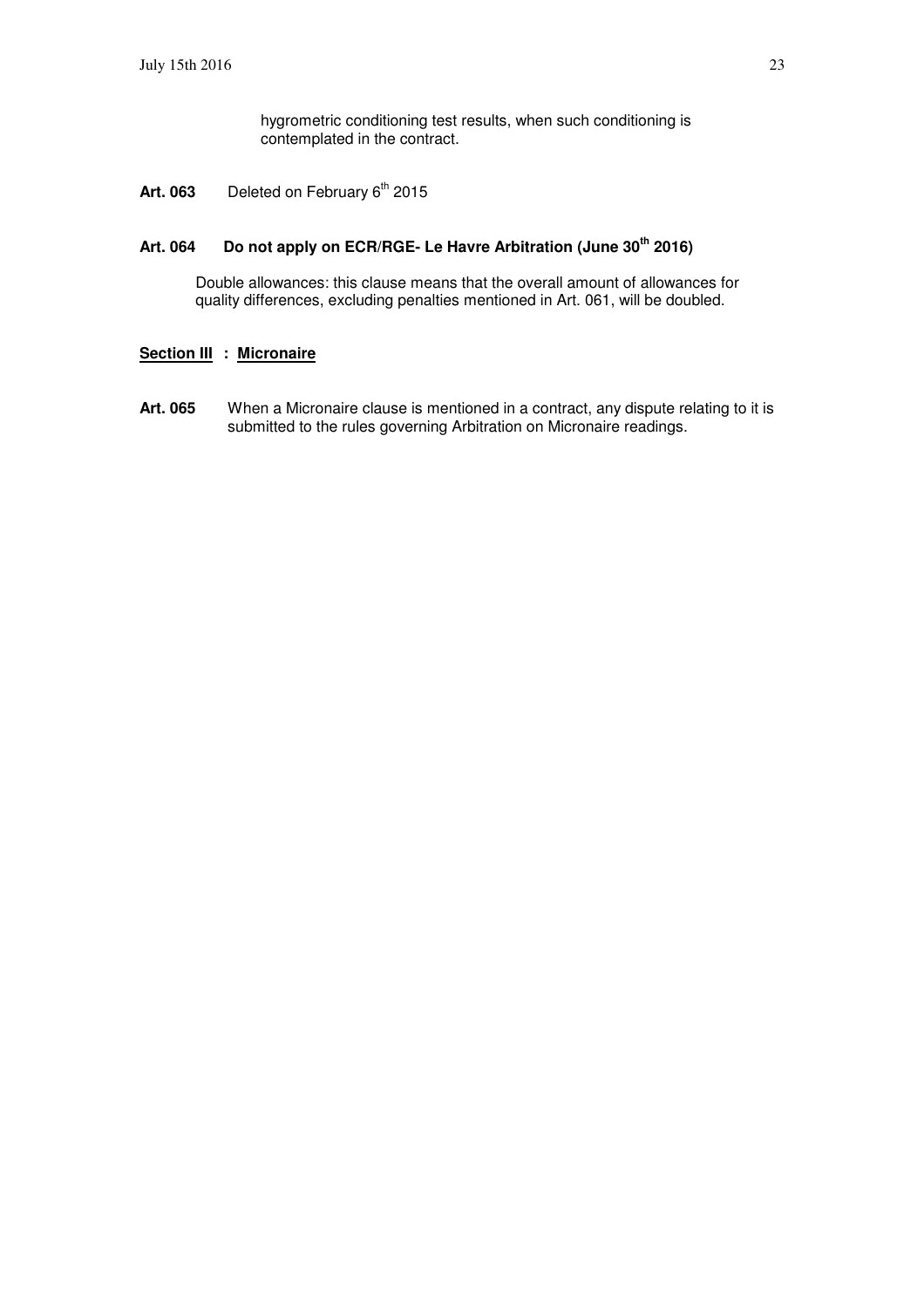hygrometric conditioning test results, when such conditioning is contemplated in the contract.

**Art. 063** Deleted on February 6th 2015

**Art. 064 Do not apply on ECR/RGE- Le Havre Arbitration (June 30th 2016)**

Double allowances: this clause means that the overall amount of allowances for quality differences, excluding penalties mentioned in Art. 061, will be doubled.

## Section III : Micronaire

**Art. 065** When a Micronaire clause is mentioned in a contract, any dispute relating to it is submitted to the rules governing Arbitration on Micronaire readings.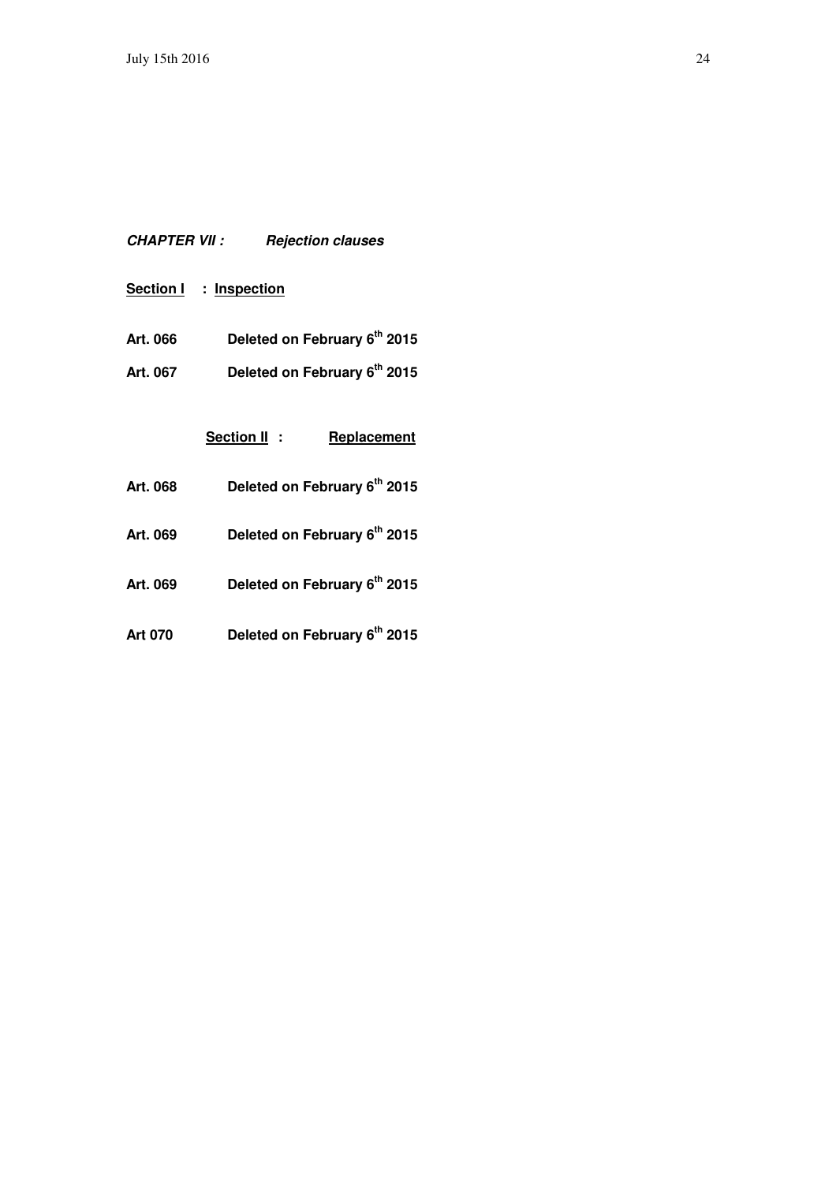***CHAPTER VII : Rejection clauses***

__Section I : Inspection__

**Art. 066 Deleted on February 6th 2015**

**Art. 067 Deleted on February 6th 2015**

__Section II : Replacement__

**Art. 068 Deleted on February 6th 2015**

**Art. 069 Deleted on February 6th 2015**

**Art. 069 Deleted on February 6th 2015**

**Art 070 Deleted on February 6th 2015**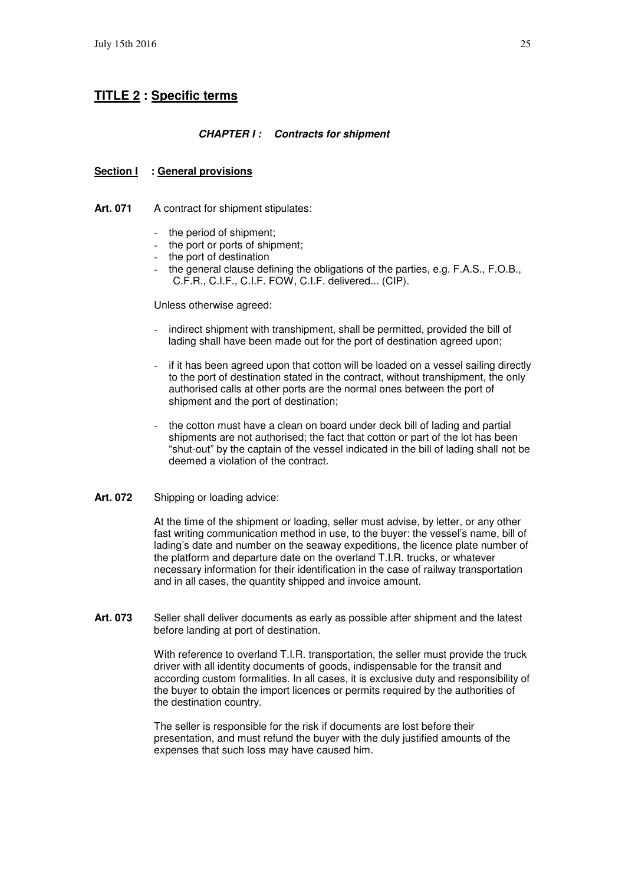## TITLE 2 : Specific terms

### *CHAPTER I : Contracts for shipment*

#### Section I : General provisions

**Art. 071** A contract for shipment stipulates:

- the period of shipment;
- the port or ports of shipment;
- the port of destination
- the general clause defining the obligations of the parties, e.g. F.A.S., F.O.B., C.F.R., C.I.F., C.I.F. FOW, C.I.F. delivered... (CIP).

Unless otherwise agreed:

- indirect shipment with transhipment, shall be permitted, provided the bill of lading shall have been made out for the port of destination agreed upon;
- if it has been agreed upon that cotton will be loaded on a vessel sailing directly to the port of destination stated in the contract, without transhipment, the only authorised calls at other ports are the normal ones between the port of shipment and the port of destination;
- the cotton must have a clean on board under deck bill of lading and partial shipments are not authorised; the fact that cotton or part of the lot has been "shut-out" by the captain of the vessel indicated in the bill of lading shall not be deemed a violation of the contract.

**Art. 072** Shipping or loading advice:

At the time of the shipment or loading, seller must advise, by letter, or any other fast writing communication method in use, to the buyer: the vessel's name, bill of lading's date and number on the seaway expeditions, the licence plate number of the platform and departure date on the overland T.I.R. trucks, or whatever necessary information for their identification in the case of railway transportation and in all cases, the quantity shipped and invoice amount.

**Art. 073** Seller shall deliver documents as early as possible after shipment and the latest before landing at port of destination.

With reference to overland T.I.R. transportation, the seller must provide the truck driver with all identity documents of goods, indispensable for the transit and according custom formalities. In all cases, it is exclusive duty and responsibility of the buyer to obtain the import licences or permits required by the authorities of the destination country.

The seller is responsible for the risk if documents are lost before their presentation, and must refund the buyer with the duly justified amounts of the expenses that such loss may have caused him.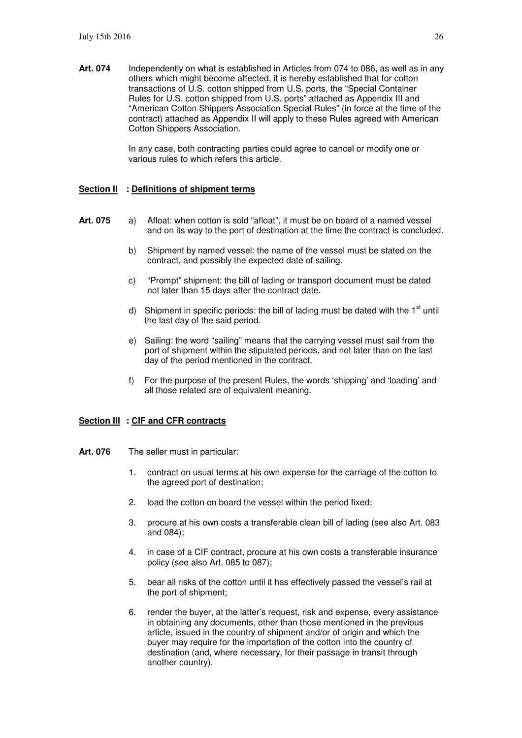**Art. 074** Independently on what is established in Articles from 074 to 086, as well as in any others which might become affected, it is hereby established that for cotton transactions of U.S. cotton shipped from U.S. ports, the "Special Container Rules for U.S. cotton shipped from U.S. ports" attached as Appendix III and "American Cotton Shippers Association Special Rules" (in force at the time of the contract) attached as Appendix II will apply to these Rules agreed with American Cotton Shippers Association.

In any case, both contracting parties could agree to cancel or modify one or various rules to which refers this article.

## Section II : Definitions of shipment terms

**Art. 075**

a) Afloat: when cotton is sold "afloat", it must be on board of a named vessel and on its way to the port of destination at the time the contract is concluded.

b) Shipment by named vessel: the name of the vessel must be stated on the contract, and possibly the expected date of sailing.

c) "Prompt" shipment: the bill of lading or transport document must be dated not later than 15 days after the contract date.

d) Shipment in specific periods: the bill of lading must be dated with the 1st until the last day of the said period.

e) Sailing: the word "sailing" means that the carrying vessel must sail from the port of shipment within the stipulated periods, and not later than on the last day of the period mentioned in the contract.

f) For the purpose of the present Rules, the words 'shipping' and 'loading' and all those related are of equivalent meaning.

## Section III : CIF and CFR contracts

**Art. 076** The seller must in particular:

1. contract on usual terms at his own expense for the carriage of the cotton to the agreed port of destination;
2. load the cotton on board the vessel within the period fixed;
3. procure at his own costs a transferable clean bill of lading (see also Art. 083 and 084);
4. in case of a CIF contract, procure at his own costs a transferable insurance policy (see also Art. 085 to 087);
5. bear all risks of the cotton until it has effectively passed the vessel's rail at the port of shipment;
6. render the buyer, at the latter's request, risk and expense, every assistance in obtaining any documents, other than those mentioned in the previous article, issued in the country of shipment and/or of origin and which the buyer may require for the importation of the cotton into the country of destination (and, where necessary, for their passage in transit through another country).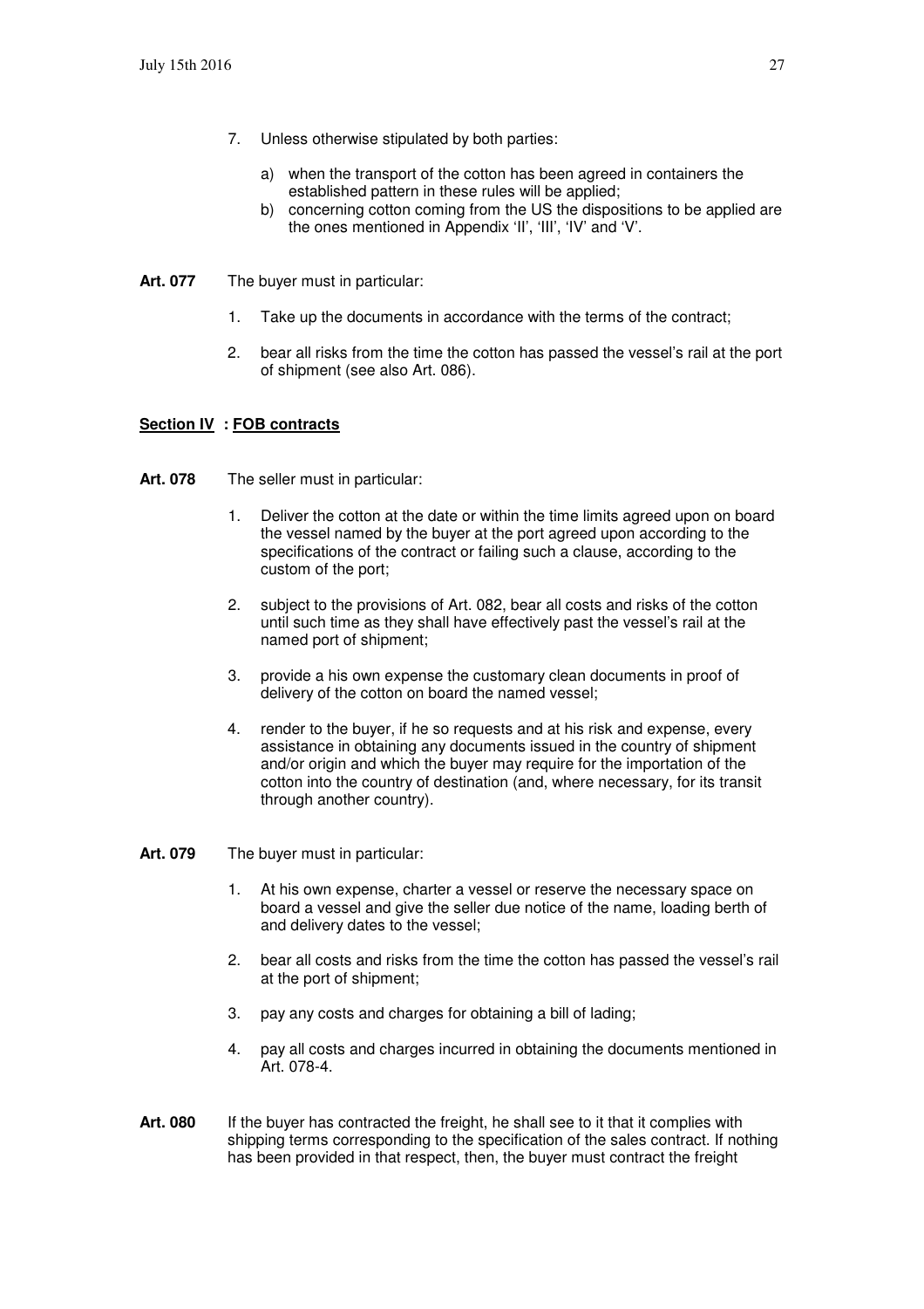7. Unless otherwise stipulated by both parties:

   a) when the transport of the cotton has been agreed in containers the established pattern in these rules will be applied;
   b) concerning cotton coming from the US the dispositions to be applied are the ones mentioned in Appendix 'II', 'III', 'IV' and 'V'.

**Art. 077** The buyer must in particular:

1. Take up the documents in accordance with the terms of the contract;

2. bear all risks from the time the cotton has passed the vessel's rail at the port of shipment (see also Art. 086).

**Section IV : FOB contracts**

**Art. 078** The seller must in particular:

1. Deliver the cotton at the date or within the time limits agreed upon on board the vessel named by the buyer at the port agreed upon according to the specifications of the contract or failing such a clause, according to the custom of the port;

2. subject to the provisions of Art. 082, bear all costs and risks of the cotton until such time as they shall have effectively past the vessel's rail at the named port of shipment;

3. provide a his own expense the customary clean documents in proof of delivery of the cotton on board the named vessel;

4. render to the buyer, if he so requests and at his risk and expense, every assistance in obtaining any documents issued in the country of shipment and/or origin and which the buyer may require for the importation of the cotton into the country of destination (and, where necessary, for its transit through another country).

**Art. 079** The buyer must in particular:

1. At his own expense, charter a vessel or reserve the necessary space on board a vessel and give the seller due notice of the name, loading berth of and delivery dates to the vessel;

2. bear all costs and risks from the time the cotton has passed the vessel's rail at the port of shipment;

3. pay any costs and charges for obtaining a bill of lading;

4. pay all costs and charges incurred in obtaining the documents mentioned in Art. 078-4.

**Art. 080** If the buyer has contracted the freight, he shall see to it that it complies with shipping terms corresponding to the specification of the sales contract. If nothing has been provided in that respect, then, the buyer must contract the freight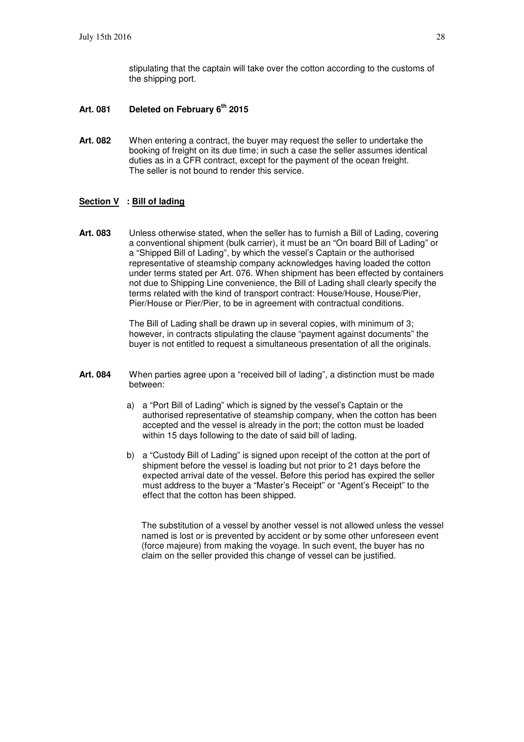stipulating that the captain will take over the cotton according to the customs of the shipping port.

**Art. 081 Deleted on February 6th 2015**

**Art. 082** When entering a contract, the buyer may request the seller to undertake the booking of freight on its due time; in such a case the seller assumes identical duties as in a CFR contract, except for the payment of the ocean freight. The seller is not bound to render this service.

## Section V : Bill of lading

**Art. 083** Unless otherwise stated, when the seller has to furnish a Bill of Lading, covering a conventional shipment (bulk carrier), it must be an "On board Bill of Lading" or a "Shipped Bill of Lading", by which the vessel's Captain or the authorised representative of steamship company acknowledges having loaded the cotton under terms stated per Art. 076. When shipment has been effected by containers not due to Shipping Line convenience, the Bill of Lading shall clearly specify the terms related with the kind of transport contract: House/House, House/Pier, Pier/House or Pier/Pier, to be in agreement with contractual conditions.

The Bill of Lading shall be drawn up in several copies, with minimum of 3; however, in contracts stipulating the clause "payment against documents" the buyer is not entitled to request a simultaneous presentation of all the originals.

**Art. 084** When parties agree upon a "received bill of lading", a distinction must be made between:

a) a "Port Bill of Lading" which is signed by the vessel's Captain or the authorised representative of steamship company, when the cotton has been accepted and the vessel is already in the port; the cotton must be loaded within 15 days following to the date of said bill of lading.

b) a "Custody Bill of Lading" is signed upon receipt of the cotton at the port of shipment before the vessel is loading but not prior to 21 days before the expected arrival date of the vessel. Before this period has expired the seller must address to the buyer a "Master's Receipt" or "Agent's Receipt" to the effect that the cotton has been shipped.

The substitution of a vessel by another vessel is not allowed unless the vessel named is lost or is prevented by accident or by some other unforeseen event (force majeure) from making the voyage. In such event, the buyer has no claim on the seller provided this change of vessel can be justified.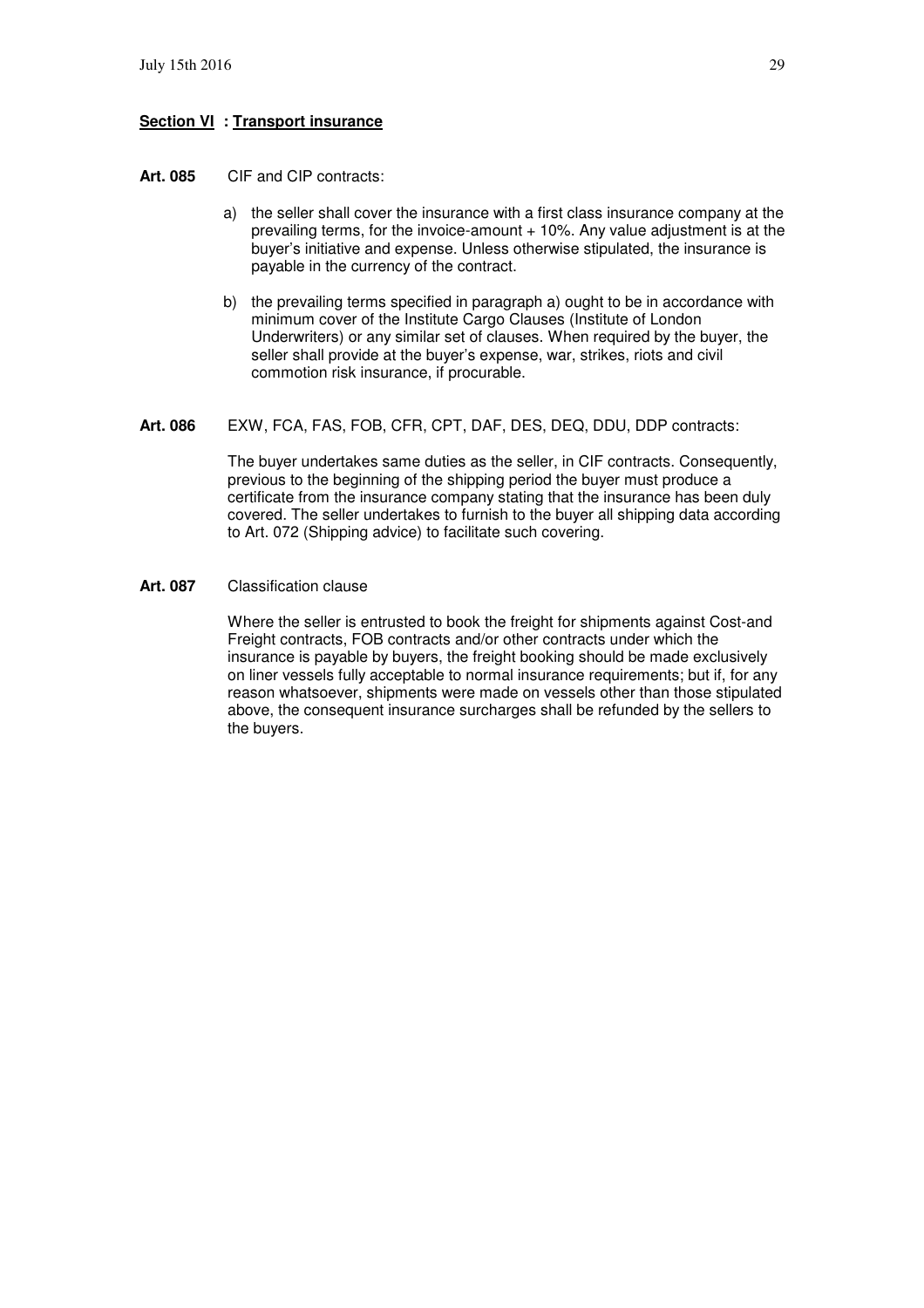## Section VI : Transport insurance

**Art. 085** CIF and CIP contracts:

a) the seller shall cover the insurance with a first class insurance company at the prevailing terms, for the invoice-amount + 10%. Any value adjustment is at the buyer's initiative and expense. Unless otherwise stipulated, the insurance is payable in the currency of the contract.

b) the prevailing terms specified in paragraph a) ought to be in accordance with minimum cover of the Institute Cargo Clauses (Institute of London Underwriters) or any similar set of clauses. When required by the buyer, the seller shall provide at the buyer's expense, war, strikes, riots and civil commotion risk insurance, if procurable.

**Art. 086** EXW, FCA, FAS, FOB, CFR, CPT, DAF, DES, DEQ, DDU, DDP contracts:

The buyer undertakes same duties as the seller, in CIF contracts. Consequently, previous to the beginning of the shipping period the buyer must produce a certificate from the insurance company stating that the insurance has been duly covered. The seller undertakes to furnish to the buyer all shipping data according to Art. 072 (Shipping advice) to facilitate such covering.

**Art. 087** Classification clause

Where the seller is entrusted to book the freight for shipments against Cost-and Freight contracts, FOB contracts and/or other contracts under which the insurance is payable by buyers, the freight booking should be made exclusively on liner vessels fully acceptable to normal insurance requirements; but if, for any reason whatsoever, shipments were made on vessels other than those stipulated above, the consequent insurance surcharges shall be refunded by the sellers to the buyers.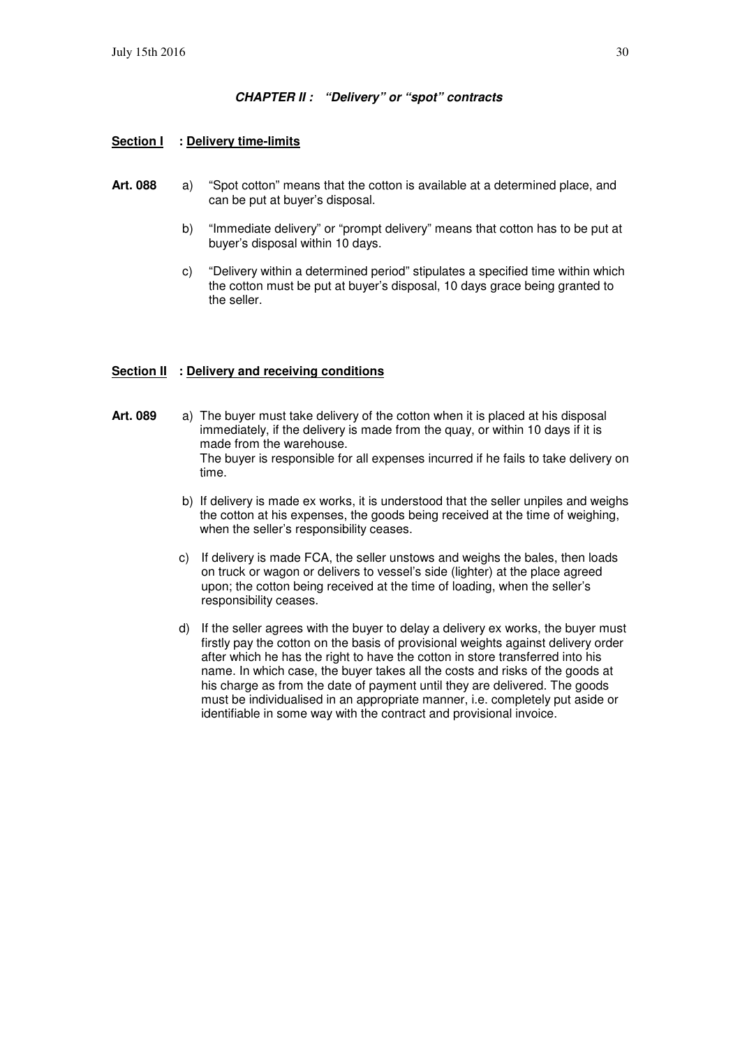### ***CHAPTER II : "Delivery" or "spot" contracts***

**Section I : Delivery time-limits**

**Art. 088**

a) "Spot cotton" means that the cotton is available at a determined place, and can be put at buyer's disposal.

b) "Immediate delivery" or "prompt delivery" means that cotton has to be put at buyer's disposal within 10 days.

c) "Delivery within a determined period" stipulates a specified time within which the cotton must be put at buyer's disposal, 10 days grace being granted to the seller.

**Section II : Delivery and receiving conditions**

**Art. 089**

a) The buyer must take delivery of the cotton when it is placed at his disposal immediately, if the delivery is made from the quay, or within 10 days if it is made from the warehouse.
The buyer is responsible for all expenses incurred if he fails to take delivery on time.

b) If delivery is made ex works, it is understood that the seller unpiles and weighs the cotton at his expenses, the goods being received at the time of weighing, when the seller's responsibility ceases.

c) If delivery is made FCA, the seller unstows and weighs the bales, then loads on truck or wagon or delivers to vessel's side (lighter) at the place agreed upon; the cotton being received at the time of loading, when the seller's responsibility ceases.

d) If the seller agrees with the buyer to delay a delivery ex works, the buyer must firstly pay the cotton on the basis of provisional weights against delivery order after which he has the right to have the cotton in store transferred into his name. In which case, the buyer takes all the costs and risks of the goods at his charge as from the date of payment until they are delivered. The goods must be individualised in an appropriate manner, i.e. completely put aside or identifiable in some way with the contract and provisional invoice.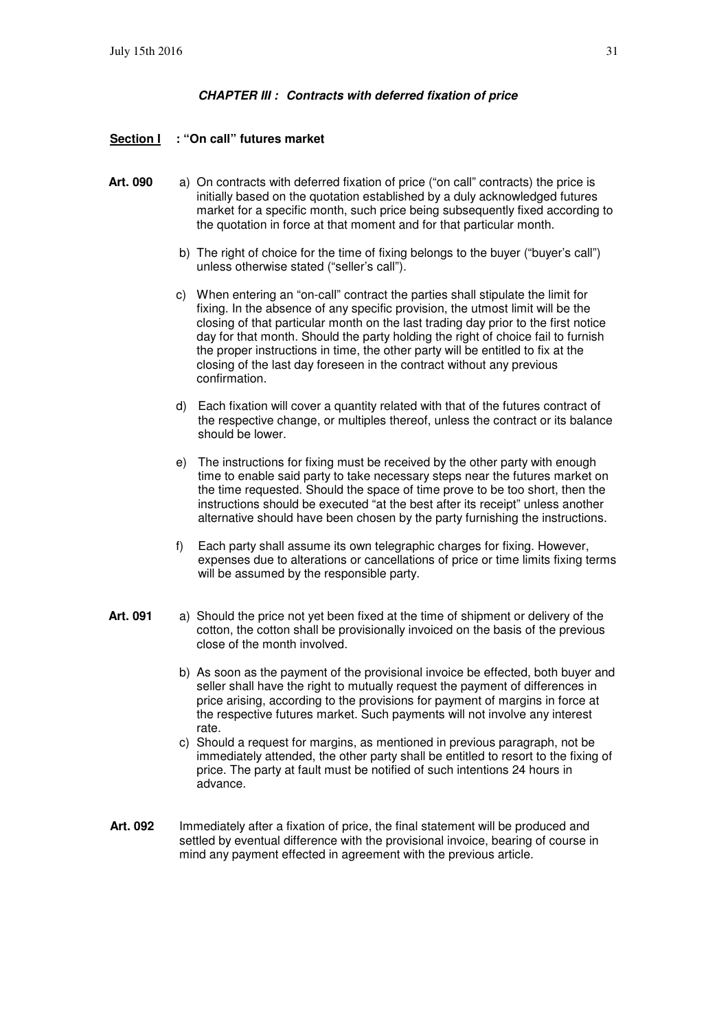### *CHAPTER III : Contracts with deferred fixation of price*

**Section I : "On call" futures market**

**Art. 090**

a) On contracts with deferred fixation of price ("on call" contracts) the price is initially based on the quotation established by a duly acknowledged futures market for a specific month, such price being subsequently fixed according to the quotation in force at that moment and for that particular month.

b) The right of choice for the time of fixing belongs to the buyer ("buyer's call") unless otherwise stated ("seller's call").

c) When entering an "on-call" contract the parties shall stipulate the limit for fixing. In the absence of any specific provision, the utmost limit will be the closing of that particular month on the last trading day prior to the first notice day for that month. Should the party holding the right of choice fail to furnish the proper instructions in time, the other party will be entitled to fix at the closing of the last day foreseen in the contract without any previous confirmation.

d) Each fixation will cover a quantity related with that of the futures contract of the respective change, or multiples thereof, unless the contract or its balance should be lower.

e) The instructions for fixing must be received by the other party with enough time to enable said party to take necessary steps near the futures market on the time requested. Should the space of time prove to be too short, then the instructions should be executed "at the best after its receipt" unless another alternative should have been chosen by the party furnishing the instructions.

f) Each party shall assume its own telegraphic charges for fixing. However, expenses due to alterations or cancellations of price or time limits fixing terms will be assumed by the responsible party.

**Art. 091**

a) Should the price not yet been fixed at the time of shipment or delivery of the cotton, the cotton shall be provisionally invoiced on the basis of the previous close of the month involved.

b) As soon as the payment of the provisional invoice be effected, both buyer and seller shall have the right to mutually request the payment of differences in price arising, according to the provisions for payment of margins in force at the respective futures market. Such payments will not involve any interest rate.

c) Should a request for margins, as mentioned in previous paragraph, not be immediately attended, the other party shall be entitled to resort to the fixing of price. The party at fault must be notified of such intentions 24 hours in advance.

**Art. 092** Immediately after a fixation of price, the final statement will be produced and settled by eventual difference with the provisional invoice, bearing of course in mind any payment effected in agreement with the previous article.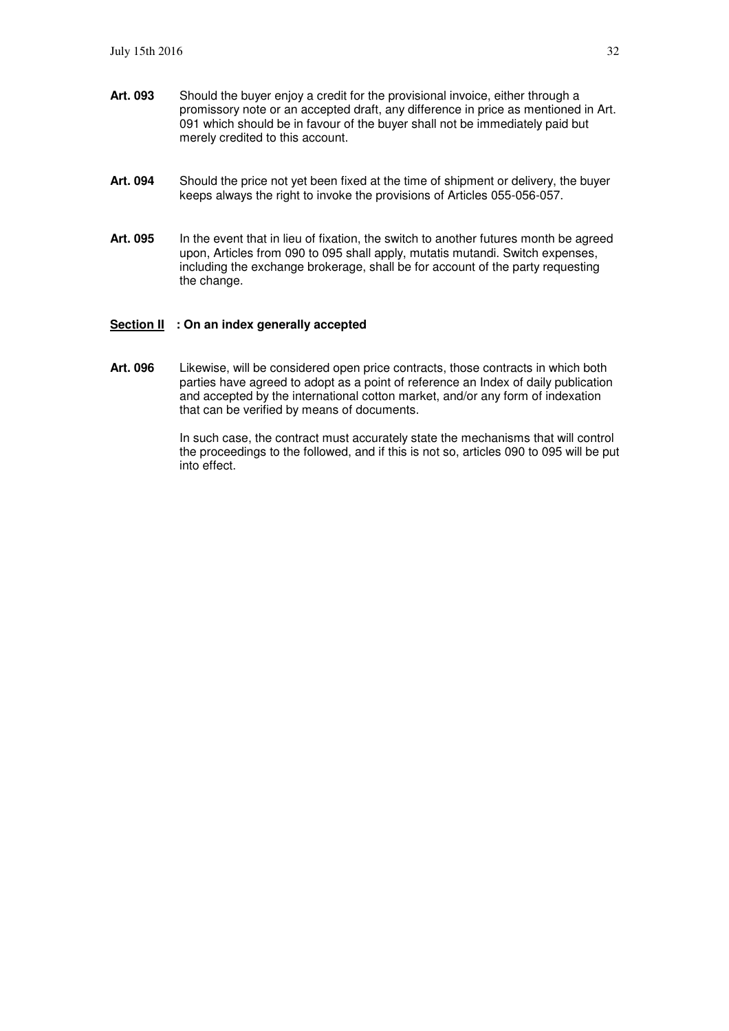**Art. 093** Should the buyer enjoy a credit for the provisional invoice, either through a promissory note or an accepted draft, any difference in price as mentioned in Art. 091 which should be in favour of the buyer shall not be immediately paid but merely credited to this account.

**Art. 094** Should the price not yet been fixed at the time of shipment or delivery, the buyer keeps always the right to invoke the provisions of Articles 055-056-057.

**Art. 095** In the event that in lieu of fixation, the switch to another futures month be agreed upon, Articles from 090 to 095 shall apply, mutatis mutandi. Switch expenses, including the exchange brokerage, shall be for account of the party requesting the change.

## **Section II : On an index generally accepted**

**Art. 096** Likewise, will be considered open price contracts, those contracts in which both parties have agreed to adopt as a point of reference an Index of daily publication and accepted by the international cotton market, and/or any form of indexation that can be verified by means of documents.

In such case, the contract must accurately state the mechanisms that will control the proceedings to the followed, and if this is not so, articles 090 to 095 will be put into effect.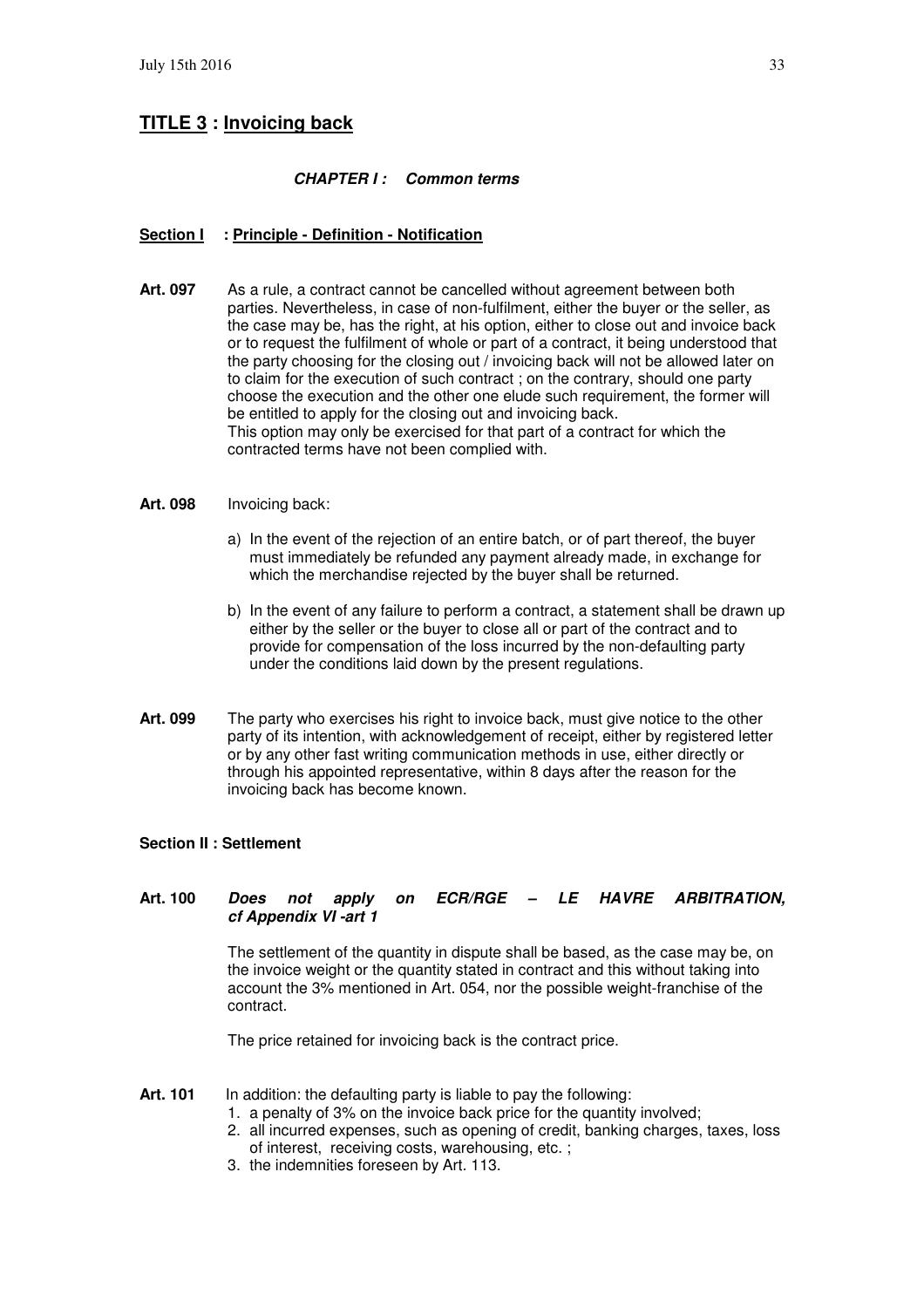## TITLE 3 : Invoicing back

### *CHAPTER I : Common terms*

#### Section I : Principle - Definition - Notification

**Art. 097** As a rule, a contract cannot be cancelled without agreement between both parties. Nevertheless, in case of non-fulfilment, either the buyer or the seller, as the case may be, has the right, at his option, either to close out and invoice back or to request the fulfilment of whole or part of a contract, it being understood that the party choosing for the closing out / invoicing back will not be allowed later on to claim for the execution of such contract ; on the contrary, should one party choose the execution and the other one elude such requirement, the former will be entitled to apply for the closing out and invoicing back.
This option may only be exercised for that part of a contract for which the contracted terms have not been complied with.

**Art. 098** Invoicing back:

a) In the event of the rejection of an entire batch, or of part thereof, the buyer must immediately be refunded any payment already made, in exchange for which the merchandise rejected by the buyer shall be returned.

b) In the event of any failure to perform a contract, a statement shall be drawn up either by the seller or the buyer to close all or part of the contract and to provide for compensation of the loss incurred by the non-defaulting party under the conditions laid down by the present regulations.

**Art. 099** The party who exercises his right to invoice back, must give notice to the other party of its intention, with acknowledgement of receipt, either by registered letter or by any other fast writing communication methods in use, either directly or through his appointed representative, within 8 days after the reason for the invoicing back has become known.

#### Section II : Settlement

**Art. 100** ***Does not apply on ECR/RGE – LE HAVRE ARBITRATION, cf Appendix VI -art 1***

The settlement of the quantity in dispute shall be based, as the case may be, on the invoice weight or the quantity stated in contract and this without taking into account the 3% mentioned in Art. 054, nor the possible weight-franchise of the contract.

The price retained for invoicing back is the contract price.

**Art. 101** In addition: the defaulting party is liable to pay the following:

1. a penalty of 3% on the invoice back price for the quantity involved;
2. all incurred expenses, such as opening of credit, banking charges, taxes, loss of interest, receiving costs, warehousing, etc. ;
3. the indemnities foreseen by Art. 113.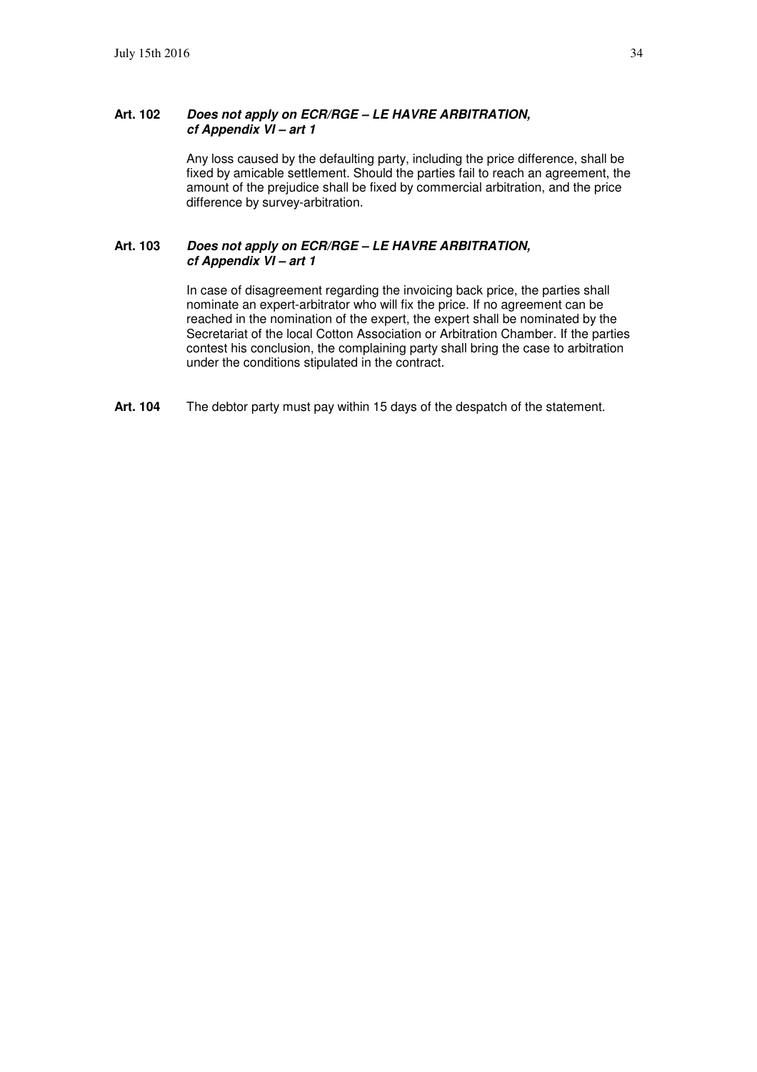**Art. 102** ***Does not apply on ECR/RGE – LE HAVRE ARBITRATION, cf Appendix VI – art 1***

Any loss caused by the defaulting party, including the price difference, shall be fixed by amicable settlement. Should the parties fail to reach an agreement, the amount of the prejudice shall be fixed by commercial arbitration, and the price difference by survey-arbitration.

**Art. 103** ***Does not apply on ECR/RGE – LE HAVRE ARBITRATION, cf Appendix VI – art 1***

In case of disagreement regarding the invoicing back price, the parties shall nominate an expert-arbitrator who will fix the price. If no agreement can be reached in the nomination of the expert, the expert shall be nominated by the Secretariat of the local Cotton Association or Arbitration Chamber. If the parties contest his conclusion, the complaining party shall bring the case to arbitration under the conditions stipulated in the contract.

**Art. 104** The debtor party must pay within 15 days of the despatch of the statement.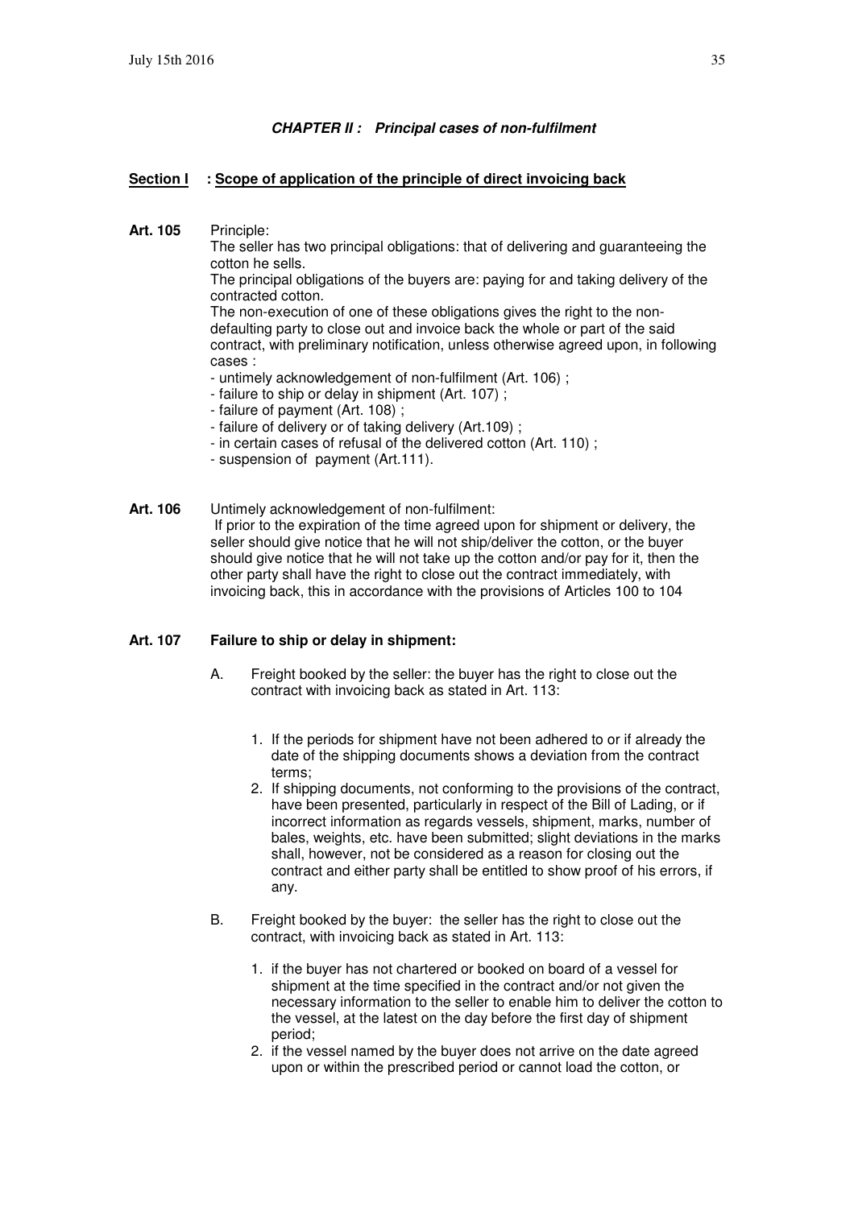### ***CHAPTER II : Principal cases of non-fulfilment***

**Section I : Scope of application of the principle of direct invoicing back**

**Art. 105** Principle:

The seller has two principal obligations: that of delivering and guaranteeing the cotton he sells.

The principal obligations of the buyers are: paying for and taking delivery of the contracted cotton.

The non-execution of one of these obligations gives the right to the non-defaulting party to close out and invoice back the whole or part of the said contract, with preliminary notification, unless otherwise agreed upon, in following cases :

- untimely acknowledgement of non-fulfilment (Art. 106) ;
- failure to ship or delay in shipment (Art. 107) ;
- failure of payment (Art. 108) ;
- failure of delivery or of taking delivery (Art.109) ;
- in certain cases of refusal of the delivered cotton (Art. 110) ;
- suspension of payment (Art.111).

**Art. 106** Untimely acknowledgement of non-fulfilment:

If prior to the expiration of the time agreed upon for shipment or delivery, the seller should give notice that he will not ship/deliver the cotton, or the buyer should give notice that he will not take up the cotton and/or pay for it, then the other party shall have the right to close out the contract immediately, with invoicing back, this in accordance with the provisions of Articles 100 to 104

**Art. 107 Failure to ship or delay in shipment:**

A. Freight booked by the seller: the buyer has the right to close out the contract with invoicing back as stated in Art. 113:

1. If the periods for shipment have not been adhered to or if already the date of the shipping documents shows a deviation from the contract terms;
2. If shipping documents, not conforming to the provisions of the contract, have been presented, particularly in respect of the Bill of Lading, or if incorrect information as regards vessels, shipment, marks, number of bales, weights, etc. have been submitted; slight deviations in the marks shall, however, not be considered as a reason for closing out the contract and either party shall be entitled to show proof of his errors, if any.

B. Freight booked by the buyer: the seller has the right to close out the contract, with invoicing back as stated in Art. 113:

1. if the buyer has not chartered or booked on board of a vessel for shipment at the time specified in the contract and/or not given the necessary information to the seller to enable him to deliver the cotton to the vessel, at the latest on the day before the first day of shipment period;
2. if the vessel named by the buyer does not arrive on the date agreed upon or within the prescribed period or cannot load the cotton, or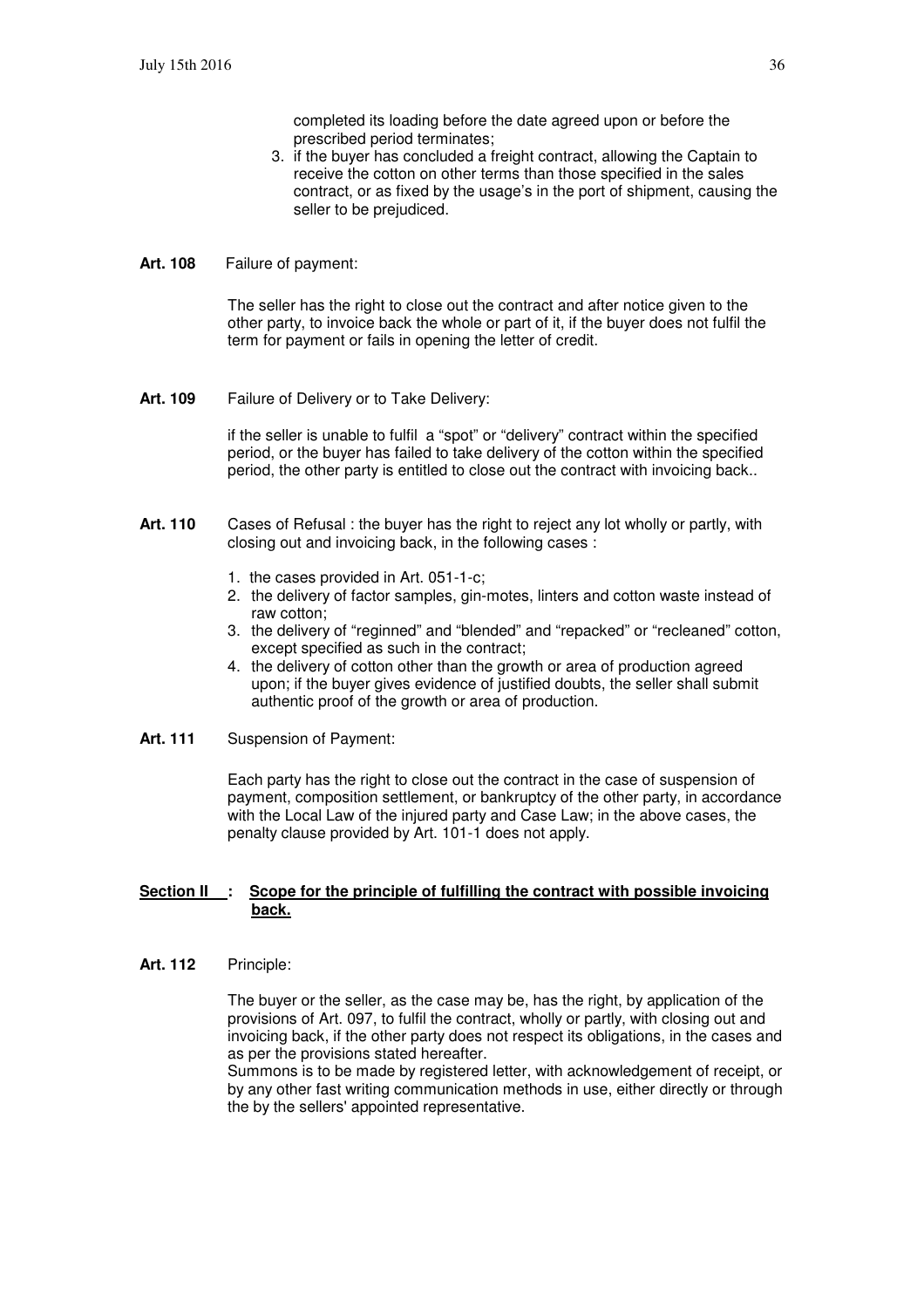completed its loading before the date agreed upon or before the prescribed period terminates;

3. if the buyer has concluded a freight contract, allowing the Captain to receive the cotton on other terms than those specified in the sales contract, or as fixed by the usage's in the port of shipment, causing the seller to be prejudiced.

**Art. 108** Failure of payment:

The seller has the right to close out the contract and after notice given to the other party, to invoice back the whole or part of it, if the buyer does not fulfil the term for payment or fails in opening the letter of credit.

**Art. 109** Failure of Delivery or to Take Delivery:

if the seller is unable to fulfil a "spot" or "delivery" contract within the specified period, or the buyer has failed to take delivery of the cotton within the specified period, the other party is entitled to close out the contract with invoicing back..

**Art. 110** Cases of Refusal : the buyer has the right to reject any lot wholly or partly, with closing out and invoicing back, in the following cases :

1. the cases provided in Art. 051-1-c;
2. the delivery of factor samples, gin-motes, linters and cotton waste instead of raw cotton;
3. the delivery of "reginned" and "blended" and "repacked" or "recleaned" cotton, except specified as such in the contract;
4. the delivery of cotton other than the growth or area of production agreed upon; if the buyer gives evidence of justified doubts, the seller shall submit authentic proof of the growth or area of production.

**Art. 111** Suspension of Payment:

Each party has the right to close out the contract in the case of suspension of payment, composition settlement, or bankruptcy of the other party, in accordance with the Local Law of the injured party and Case Law; in the above cases, the penalty clause provided by Art. 101-1 does not apply.

## **Section II : Scope for the principle of fulfilling the contract with possible invoicing back.**

**Art. 112** Principle:

The buyer or the seller, as the case may be, has the right, by application of the provisions of Art. 097, to fulfil the contract, wholly or partly, with closing out and invoicing back, if the other party does not respect its obligations, in the cases and as per the provisions stated hereafter.
Summons is to be made by registered letter, with acknowledgement of receipt, or by any other fast writing communication methods in use, either directly or through the by the sellers' appointed representative.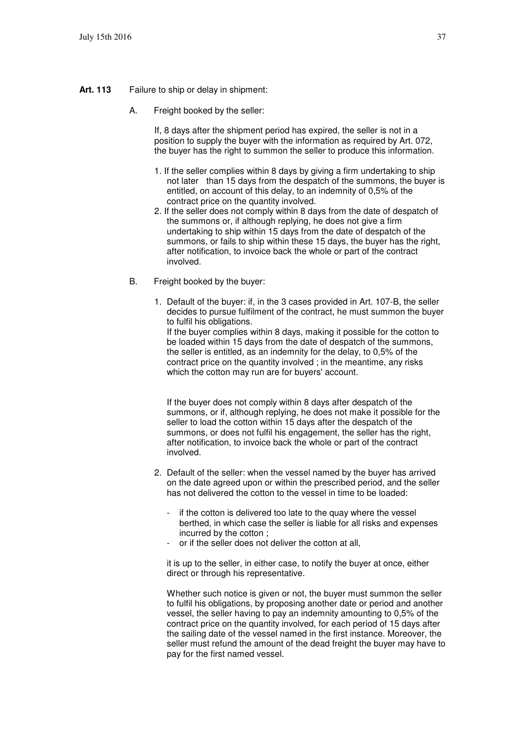**Art. 113** Failure to ship or delay in shipment:

A. Freight booked by the seller:

If, 8 days after the shipment period has expired, the seller is not in a position to supply the buyer with the information as required by Art. 072, the buyer has the right to summon the seller to produce this information.

1. If the seller complies within 8 days by giving a firm undertaking to ship not later than 15 days from the despatch of the summons, the buyer is entitled, on account of this delay, to an indemnity of 0,5% of the contract price on the quantity involved.
2. If the seller does not comply within 8 days from the date of despatch of the summons or, if although replying, he does not give a firm undertaking to ship within 15 days from the date of despatch of the summons, or fails to ship within these 15 days, the buyer has the right, after notification, to invoice back the whole or part of the contract involved.

B. Freight booked by the buyer:

1. Default of the buyer: if, in the 3 cases provided in Art. 107-B, the seller decides to pursue fulfilment of the contract, he must summon the buyer to fulfil his obligations.
   If the buyer complies within 8 days, making it possible for the cotton to be loaded within 15 days from the date of despatch of the summons, the seller is entitled, as an indemnity for the delay, to 0,5% of the contract price on the quantity involved ; in the meantime, any risks which the cotton may run are for buyers' account.

   If the buyer does not comply within 8 days after despatch of the summons, or if, although replying, he does not make it possible for the seller to load the cotton within 15 days after the despatch of the summons, or does not fulfil his engagement, the seller has the right, after notification, to invoice back the whole or part of the contract involved.

2. Default of the seller: when the vessel named by the buyer has arrived on the date agreed upon or within the prescribed period, and the seller has not delivered the cotton to the vessel in time to be loaded:

   - if the cotton is delivered too late to the quay where the vessel berthed, in which case the seller is liable for all risks and expenses incurred by the cotton ;
   - or if the seller does not deliver the cotton at all,

   it is up to the seller, in either case, to notify the buyer at once, either direct or through his representative.

   Whether such notice is given or not, the buyer must summon the seller to fulfil his obligations, by proposing another date or period and another vessel, the seller having to pay an indemnity amounting to 0,5% of the contract price on the quantity involved, for each period of 15 days after the sailing date of the vessel named in the first instance. Moreover, the seller must refund the amount of the dead freight the buyer may have to pay for the first named vessel.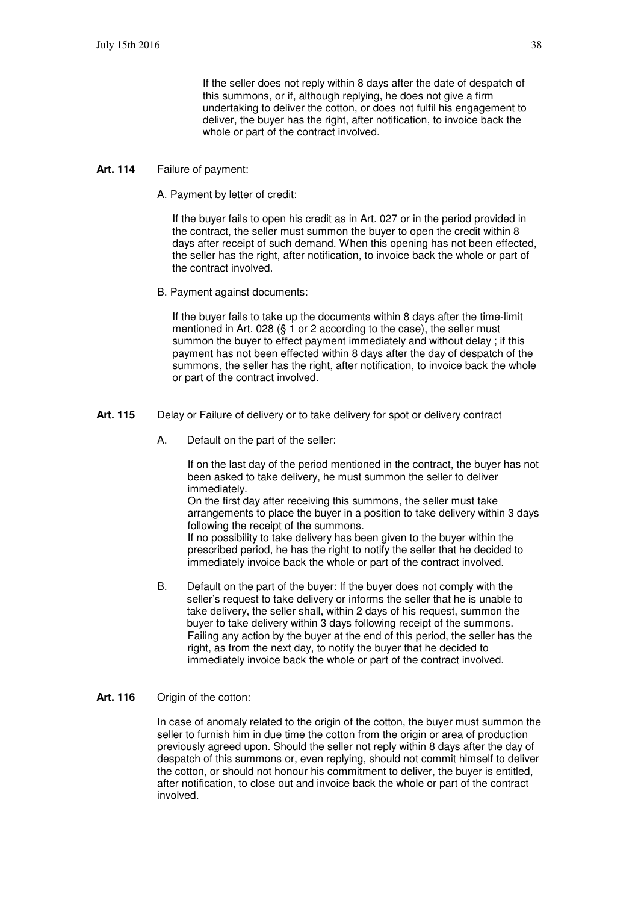If the seller does not reply within 8 days after the date of despatch of this summons, or if, although replying, he does not give a firm undertaking to deliver the cotton, or does not fulfil his engagement to deliver, the buyer has the right, after notification, to invoice back the whole or part of the contract involved.

**Art. 114** Failure of payment:

A. Payment by letter of credit:

If the buyer fails to open his credit as in Art. 027 or in the period provided in the contract, the seller must summon the buyer to open the credit within 8 days after receipt of such demand. When this opening has not been effected, the seller has the right, after notification, to invoice back the whole or part of the contract involved.

B. Payment against documents:

If the buyer fails to take up the documents within 8 days after the time-limit mentioned in Art. 028 (§ 1 or 2 according to the case), the seller must summon the buyer to effect payment immediately and without delay ; if this payment has not been effected within 8 days after the day of despatch of the summons, the seller has the right, after notification, to invoice back the whole or part of the contract involved.

**Art. 115** Delay or Failure of delivery or to take delivery for spot or delivery contract

A. Default on the part of the seller:

If on the last day of the period mentioned in the contract, the buyer has not been asked to take delivery, he must summon the seller to deliver immediately.
On the first day after receiving this summons, the seller must take arrangements to place the buyer in a position to take delivery within 3 days following the receipt of the summons.
If no possibility to take delivery has been given to the buyer within the prescribed period, he has the right to notify the seller that he decided to immediately invoice back the whole or part of the contract involved.

B. Default on the part of the buyer: If the buyer does not comply with the seller's request to take delivery or informs the seller that he is unable to take delivery, the seller shall, within 2 days of his request, summon the buyer to take delivery within 3 days following receipt of the summons. Failing any action by the buyer at the end of this period, the seller has the right, as from the next day, to notify the buyer that he decided to immediately invoice back the whole or part of the contract involved.

**Art. 116** Origin of the cotton:

In case of anomaly related to the origin of the cotton, the buyer must summon the seller to furnish him in due time the cotton from the origin or area of production previously agreed upon. Should the seller not reply within 8 days after the day of despatch of this summons or, even replying, should not commit himself to deliver the cotton, or should not honour his commitment to deliver, the buyer is entitled, after notification, to close out and invoice back the whole or part of the contract involved.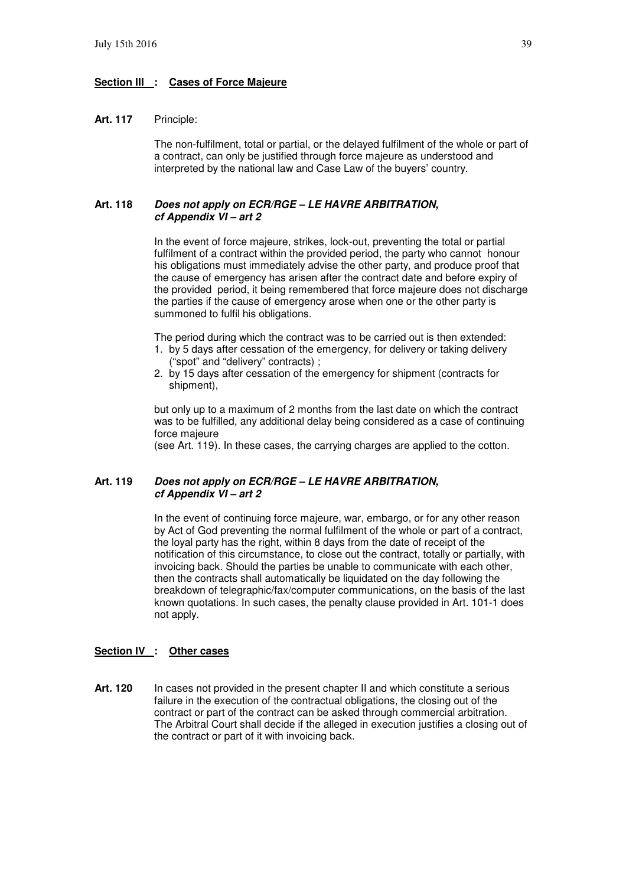## Section III : Cases of Force Majeure

**Art. 117** Principle:

The non-fulfilment, total or partial, or the delayed fulfilment of the whole or part of a contract, can only be justified through force majeure as understood and interpreted by the national law and Case Law of the buyers' country.

**Art. 118** ***Does not apply on ECR/RGE – LE HAVRE ARBITRATION, cf Appendix VI – art 2***

In the event of force majeure, strikes, lock-out, preventing the total or partial fulfilment of a contract within the provided period, the party who cannot honour his obligations must immediately advise the other party, and produce proof that the cause of emergency has arisen after the contract date and before expiry of the provided period, it being remembered that force majeure does not discharge the parties if the cause of emergency arose when one or the other party is summoned to fulfil his obligations.

The period during which the contract was to be carried out is then extended:

1. by 5 days after cessation of the emergency, for delivery or taking delivery ("spot" and "delivery" contracts) ;
2. by 15 days after cessation of the emergency for shipment (contracts for shipment),

but only up to a maximum of 2 months from the last date on which the contract was to be fulfilled, any additional delay being considered as a case of continuing force majeure
(see Art. 119). In these cases, the carrying charges are applied to the cotton.

**Art. 119** ***Does not apply on ECR/RGE – LE HAVRE ARBITRATION, cf Appendix VI – art 2***

In the event of continuing force majeure, war, embargo, or for any other reason by Act of God preventing the normal fulfilment of the whole or part of a contract, the loyal party has the right, within 8 days from the date of receipt of the notification of this circumstance, to close out the contract, totally or partially, with invoicing back. Should the parties be unable to communicate with each other, then the contracts shall automatically be liquidated on the day following the breakdown of telegraphic/fax/computer communications, on the basis of the last known quotations. In such cases, the penalty clause provided in Art. 101-1 does not apply.

## Section IV : Other cases

**Art. 120** In cases not provided in the present chapter II and which constitute a serious failure in the execution of the contractual obligations, the closing out of the contract or part of the contract can be asked through commercial arbitration. The Arbitral Court shall decide if the alleged in execution justifies a closing out of the contract or part of it with invoicing back.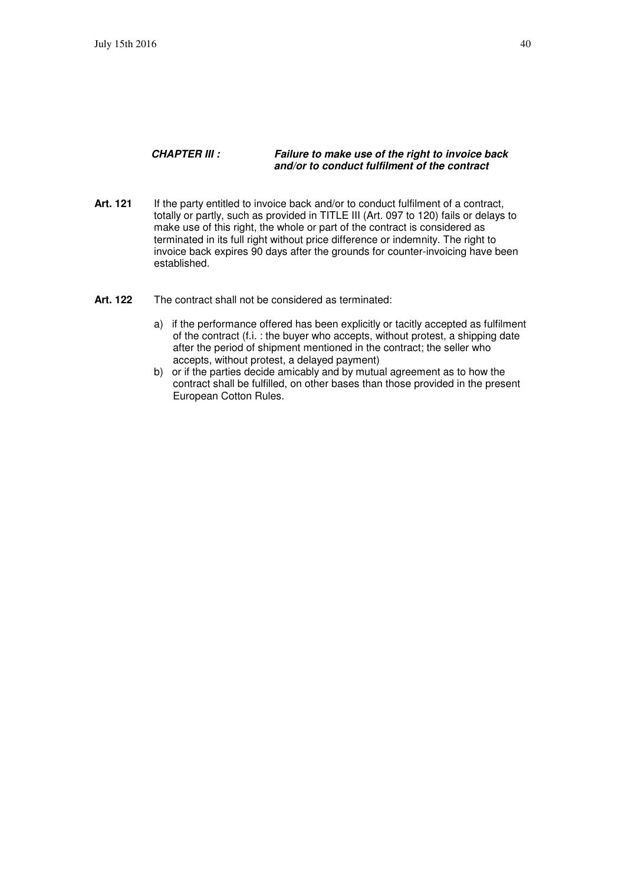### *CHAPTER III : Failure to make use of the right to invoice back and/or to conduct fulfilment of the contract*

**Art. 121** If the party entitled to invoice back and/or to conduct fulfilment of a contract, totally or partly, such as provided in TITLE III (Art. 097 to 120) fails or delays to make use of this right, the whole or part of the contract is considered as terminated in its full right without price difference or indemnity. The right to invoice back expires 90 days after the grounds for counter-invoicing have been established.

**Art. 122** The contract shall not be considered as terminated:

a) if the performance offered has been explicitly or tacitly accepted as fulfilment of the contract (f.i. : the buyer who accepts, without protest, a shipping date after the period of shipment mentioned in the contract; the seller who accepts, without protest, a delayed payment)

b) or if the parties decide amicably and by mutual agreement as to how the contract shall be fulfilled, on other bases than those provided in the present European Cotton Rules.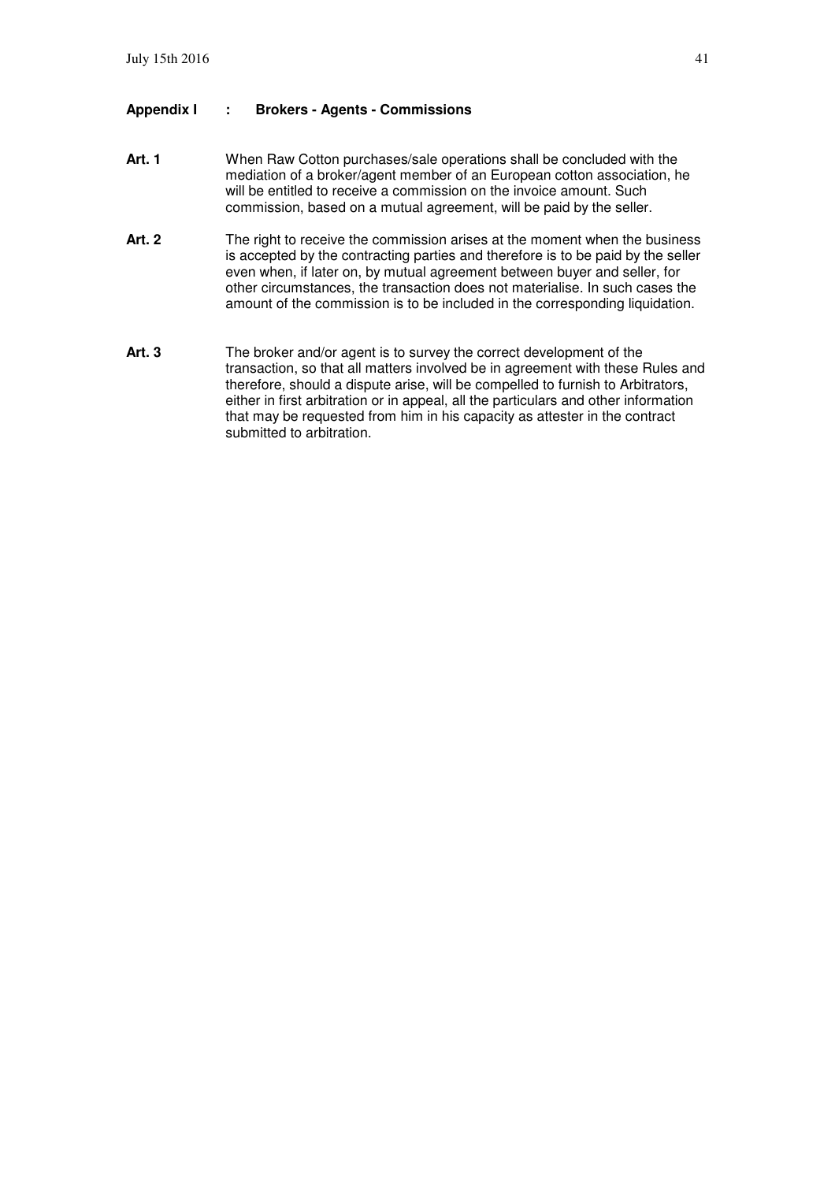## Appendix I : Brokers - Agents - Commissions

**Art. 1** When Raw Cotton purchases/sale operations shall be concluded with the mediation of a broker/agent member of an European cotton association, he will be entitled to receive a commission on the invoice amount. Such commission, based on a mutual agreement, will be paid by the seller.

**Art. 2** The right to receive the commission arises at the moment when the business is accepted by the contracting parties and therefore is to be paid by the seller even when, if later on, by mutual agreement between buyer and seller, for other circumstances, the transaction does not materialise. In such cases the amount of the commission is to be included in the corresponding liquidation.

**Art. 3** The broker and/or agent is to survey the correct development of the transaction, so that all matters involved be in agreement with these Rules and therefore, should a dispute arise, will be compelled to furnish to Arbitrators, either in first arbitration or in appeal, all the particulars and other information that may be requested from him in his capacity as attester in the contract submitted to arbitration.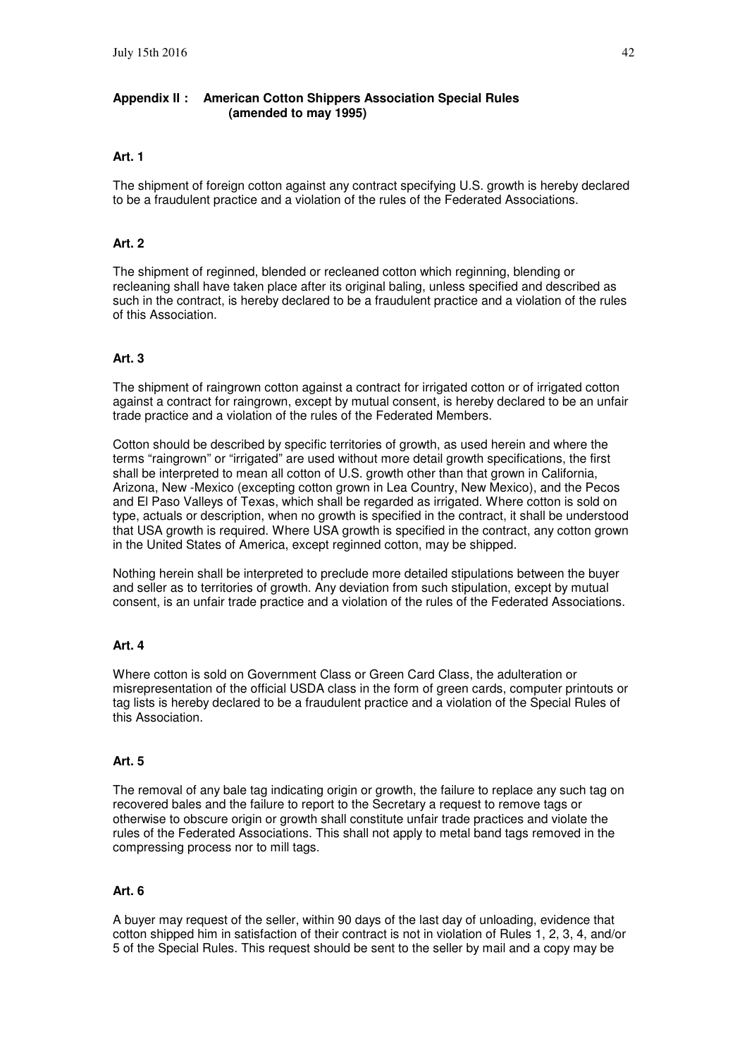## Appendix II : American Cotton Shippers Association Special Rules (amended to may 1995)

### Art. 1

The shipment of foreign cotton against any contract specifying U.S. growth is hereby declared to be a fraudulent practice and a violation of the rules of the Federated Associations.

### Art. 2

The shipment of reginned, blended or recleaned cotton which reginning, blending or recleaning shall have taken place after its original baling, unless specified and described as such in the contract, is hereby declared to be a fraudulent practice and a violation of the rules of this Association.

### Art. 3

The shipment of raingrown cotton against a contract for irrigated cotton or of irrigated cotton against a contract for raingrown, except by mutual consent, is hereby declared to be an unfair trade practice and a violation of the rules of the Federated Members.

Cotton should be described by specific territories of growth, as used herein and where the terms "raingrown" or "irrigated" are used without more detail growth specifications, the first shall be interpreted to mean all cotton of U.S. growth other than that grown in California, Arizona, New -Mexico (excepting cotton grown in Lea Country, New Mexico), and the Pecos and El Paso Valleys of Texas, which shall be regarded as irrigated. Where cotton is sold on type, actuals or description, when no growth is specified in the contract, it shall be understood that USA growth is required. Where USA growth is specified in the contract, any cotton grown in the United States of America, except reginned cotton, may be shipped.

Nothing herein shall be interpreted to preclude more detailed stipulations between the buyer and seller as to territories of growth. Any deviation from such stipulation, except by mutual consent, is an unfair trade practice and a violation of the rules of the Federated Associations.

### Art. 4

Where cotton is sold on Government Class or Green Card Class, the adulteration or misrepresentation of the official USDA class in the form of green cards, computer printouts or tag lists is hereby declared to be a fraudulent practice and a violation of the Special Rules of this Association.

### Art. 5

The removal of any bale tag indicating origin or growth, the failure to replace any such tag on recovered bales and the failure to report to the Secretary a request to remove tags or otherwise to obscure origin or growth shall constitute unfair trade practices and violate the rules of the Federated Associations. This shall not apply to metal band tags removed in the compressing process nor to mill tags.

### Art. 6

A buyer may request of the seller, within 90 days of the last day of unloading, evidence that cotton shipped him in satisfaction of their contract is not in violation of Rules 1, 2, 3, 4, and/or 5 of the Special Rules. This request should be sent to the seller by mail and a copy may be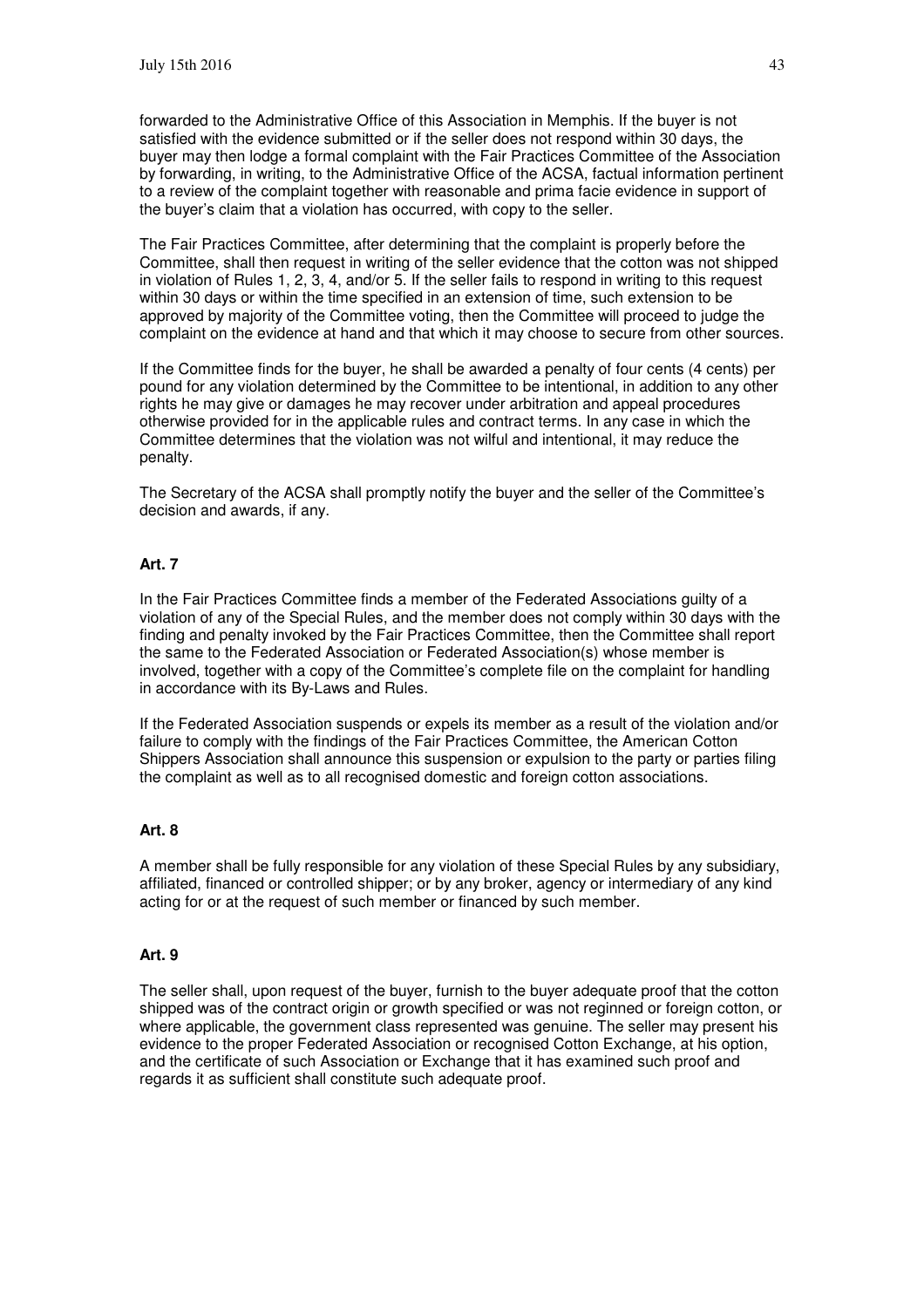forwarded to the Administrative Office of this Association in Memphis. If the buyer is not satisfied with the evidence submitted or if the seller does not respond within 30 days, the buyer may then lodge a formal complaint with the Fair Practices Committee of the Association by forwarding, in writing, to the Administrative Office of the ACSA, factual information pertinent to a review of the complaint together with reasonable and prima facie evidence in support of the buyer's claim that a violation has occurred, with copy to the seller.

The Fair Practices Committee, after determining that the complaint is properly before the Committee, shall then request in writing of the seller evidence that the cotton was not shipped in violation of Rules 1, 2, 3, 4, and/or 5. If the seller fails to respond in writing to this request within 30 days or within the time specified in an extension of time, such extension to be approved by majority of the Committee voting, then the Committee will proceed to judge the complaint on the evidence at hand and that which it may choose to secure from other sources.

If the Committee finds for the buyer, he shall be awarded a penalty of four cents (4 cents) per pound for any violation determined by the Committee to be intentional, in addition to any other rights he may give or damages he may recover under arbitration and appeal procedures otherwise provided for in the applicable rules and contract terms. In any case in which the Committee determines that the violation was not wilful and intentional, it may reduce the penalty.

The Secretary of the ACSA shall promptly notify the buyer and the seller of the Committee's decision and awards, if any.

**Art. 7**

In the Fair Practices Committee finds a member of the Federated Associations guilty of a violation of any of the Special Rules, and the member does not comply within 30 days with the finding and penalty invoked by the Fair Practices Committee, then the Committee shall report the same to the Federated Association or Federated Association(s) whose member is involved, together with a copy of the Committee's complete file on the complaint for handling in accordance with its By-Laws and Rules.

If the Federated Association suspends or expels its member as a result of the violation and/or failure to comply with the findings of the Fair Practices Committee, the American Cotton Shippers Association shall announce this suspension or expulsion to the party or parties filing the complaint as well as to all recognised domestic and foreign cotton associations.

**Art. 8**

A member shall be fully responsible for any violation of these Special Rules by any subsidiary, affiliated, financed or controlled shipper; or by any broker, agency or intermediary of any kind acting for or at the request of such member or financed by such member.

**Art. 9**

The seller shall, upon request of the buyer, furnish to the buyer adequate proof that the cotton shipped was of the contract origin or growth specified or was not reginned or foreign cotton, or where applicable, the government class represented was genuine. The seller may present his evidence to the proper Federated Association or recognised Cotton Exchange, at his option, and the certificate of such Association or Exchange that it has examined such proof and regards it as sufficient shall constitute such adequate proof.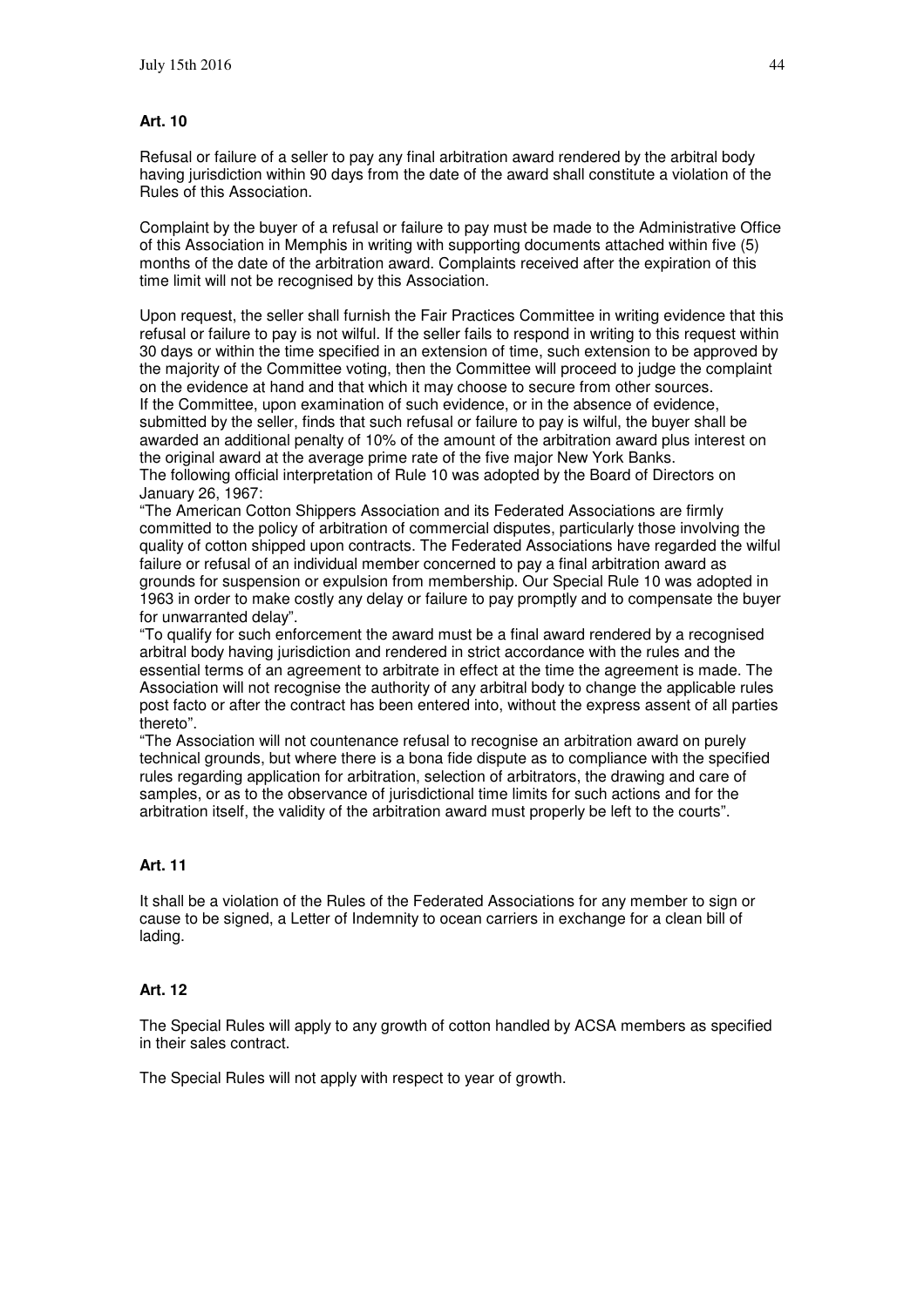**Art. 10**

Refusal or failure of a seller to pay any final arbitration award rendered by the arbitral body having jurisdiction within 90 days from the date of the award shall constitute a violation of the Rules of this Association.

Complaint by the buyer of a refusal or failure to pay must be made to the Administrative Office of this Association in Memphis in writing with supporting documents attached within five (5) months of the date of the arbitration award. Complaints received after the expiration of this time limit will not be recognised by this Association.

Upon request, the seller shall furnish the Fair Practices Committee in writing evidence that this refusal or failure to pay is not wilful. If the seller fails to respond in writing to this request within 30 days or within the time specified in an extension of time, such extension to be approved by the majority of the Committee voting, then the Committee will proceed to judge the complaint on the evidence at hand and that which it may choose to secure from other sources.
If the Committee, upon examination of such evidence, or in the absence of evidence, submitted by the seller, finds that such refusal or failure to pay is wilful, the buyer shall be awarded an additional penalty of 10% of the amount of the arbitration award plus interest on the original award at the average prime rate of the five major New York Banks.
The following official interpretation of Rule 10 was adopted by the Board of Directors on January 26, 1967:
"The American Cotton Shippers Association and its Federated Associations are firmly committed to the policy of arbitration of commercial disputes, particularly those involving the quality of cotton shipped upon contracts. The Federated Associations have regarded the wilful failure or refusal of an individual member concerned to pay a final arbitration award as grounds for suspension or expulsion from membership. Our Special Rule 10 was adopted in 1963 in order to make costly any delay or failure to pay promptly and to compensate the buyer for unwarranted delay".
"To qualify for such enforcement the award must be a final award rendered by a recognised arbitral body having jurisdiction and rendered in strict accordance with the rules and the essential terms of an agreement to arbitrate in effect at the time the agreement is made. The Association will not recognise the authority of any arbitral body to change the applicable rules post facto or after the contract has been entered into, without the express assent of all parties thereto".
"The Association will not countenance refusal to recognise an arbitration award on purely technical grounds, but where there is a bona fide dispute as to compliance with the specified rules regarding application for arbitration, selection of arbitrators, the drawing and care of samples, or as to the observance of jurisdictional time limits for such actions and for the arbitration itself, the validity of the arbitration award must properly be left to the courts".

**Art. 11**

It shall be a violation of the Rules of the Federated Associations for any member to sign or cause to be signed, a Letter of Indemnity to ocean carriers in exchange for a clean bill of lading.

**Art. 12**

The Special Rules will apply to any growth of cotton handled by ACSA members as specified in their sales contract.

The Special Rules will not apply with respect to year of growth.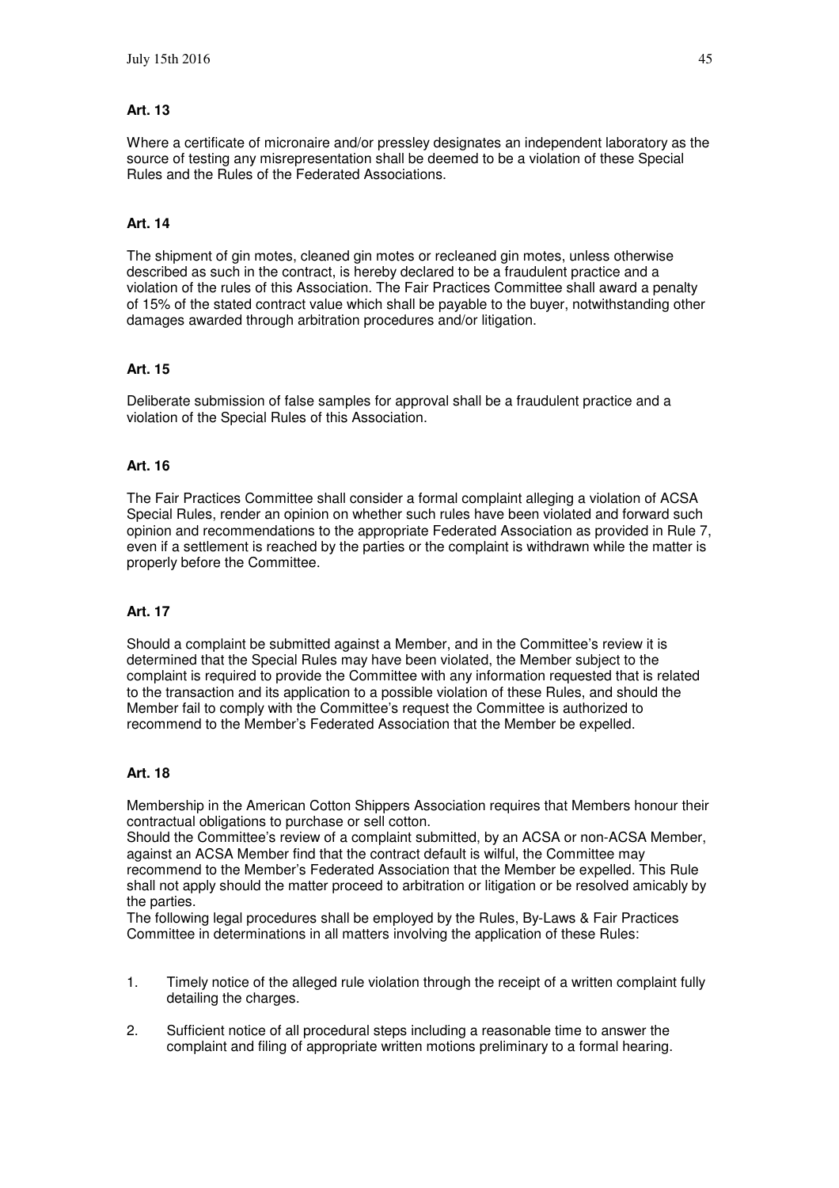**Art. 13**

Where a certificate of micronaire and/or pressley designates an independent laboratory as the source of testing any misrepresentation shall be deemed to be a violation of these Special Rules and the Rules of the Federated Associations.

**Art. 14**

The shipment of gin motes, cleaned gin motes or recleaned gin motes, unless otherwise described as such in the contract, is hereby declared to be a fraudulent practice and a violation of the rules of this Association. The Fair Practices Committee shall award a penalty of 15% of the stated contract value which shall be payable to the buyer, notwithstanding other damages awarded through arbitration procedures and/or litigation.

**Art. 15**

Deliberate submission of false samples for approval shall be a fraudulent practice and a violation of the Special Rules of this Association.

**Art. 16**

The Fair Practices Committee shall consider a formal complaint alleging a violation of ACSA Special Rules, render an opinion on whether such rules have been violated and forward such opinion and recommendations to the appropriate Federated Association as provided in Rule 7, even if a settlement is reached by the parties or the complaint is withdrawn while the matter is properly before the Committee.

**Art. 17**

Should a complaint be submitted against a Member, and in the Committee's review it is determined that the Special Rules may have been violated, the Member subject to the complaint is required to provide the Committee with any information requested that is related to the transaction and its application to a possible violation of these Rules, and should the Member fail to comply with the Committee's request the Committee is authorized to recommend to the Member's Federated Association that the Member be expelled.

**Art. 18**

Membership in the American Cotton Shippers Association requires that Members honour their contractual obligations to purchase or sell cotton.
Should the Committee's review of a complaint submitted, by an ACSA or non-ACSA Member, against an ACSA Member find that the contract default is wilful, the Committee may recommend to the Member's Federated Association that the Member be expelled. This Rule shall not apply should the matter proceed to arbitration or litigation or be resolved amicably by the parties.
The following legal procedures shall be employed by the Rules, By-Laws & Fair Practices Committee in determinations in all matters involving the application of these Rules:

1. Timely notice of the alleged rule violation through the receipt of a written complaint fully detailing the charges.

2. Sufficient notice of all procedural steps including a reasonable time to answer the complaint and filing of appropriate written motions preliminary to a formal hearing.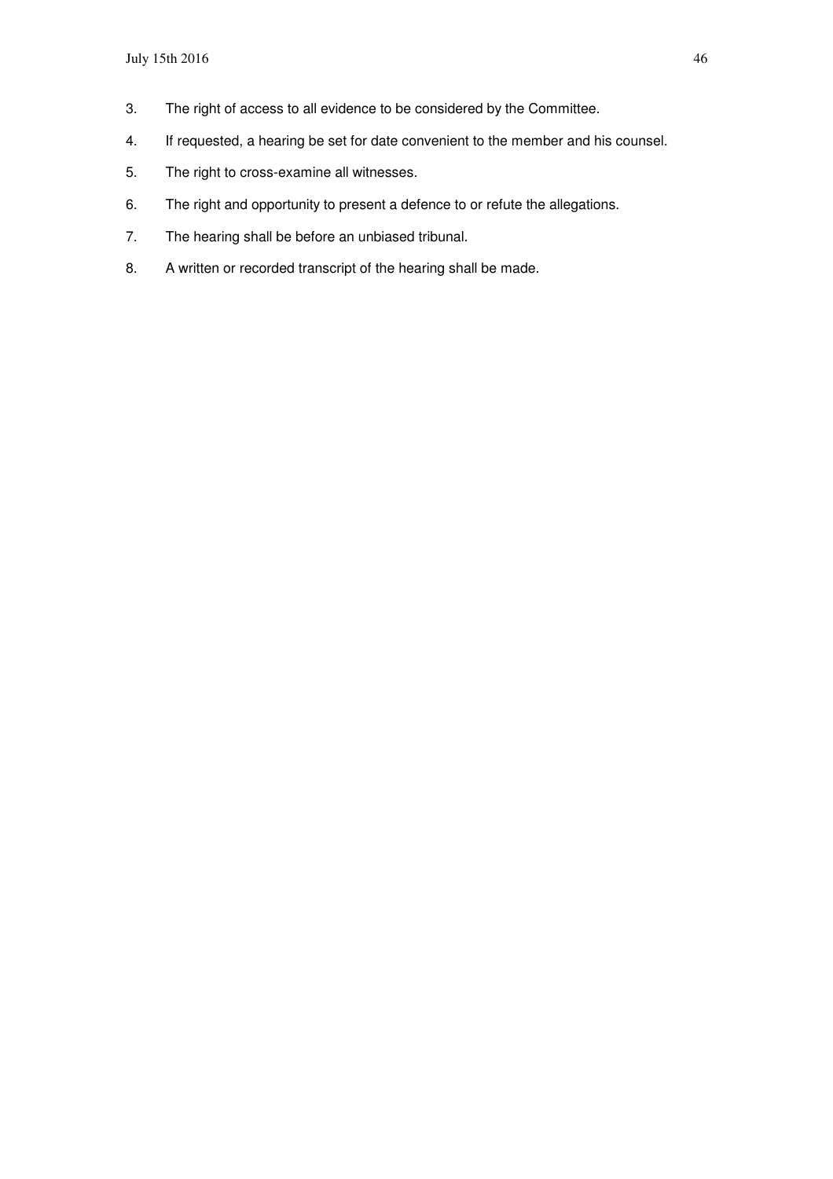3. The right of access to all evidence to be considered by the Committee.
4. If requested, a hearing be set for date convenient to the member and his counsel.
5. The right to cross-examine all witnesses.
6. The right and opportunity to present a defence to or refute the allegations.
7. The hearing shall be before an unbiased tribunal.
8. A written or recorded transcript of the hearing shall be made.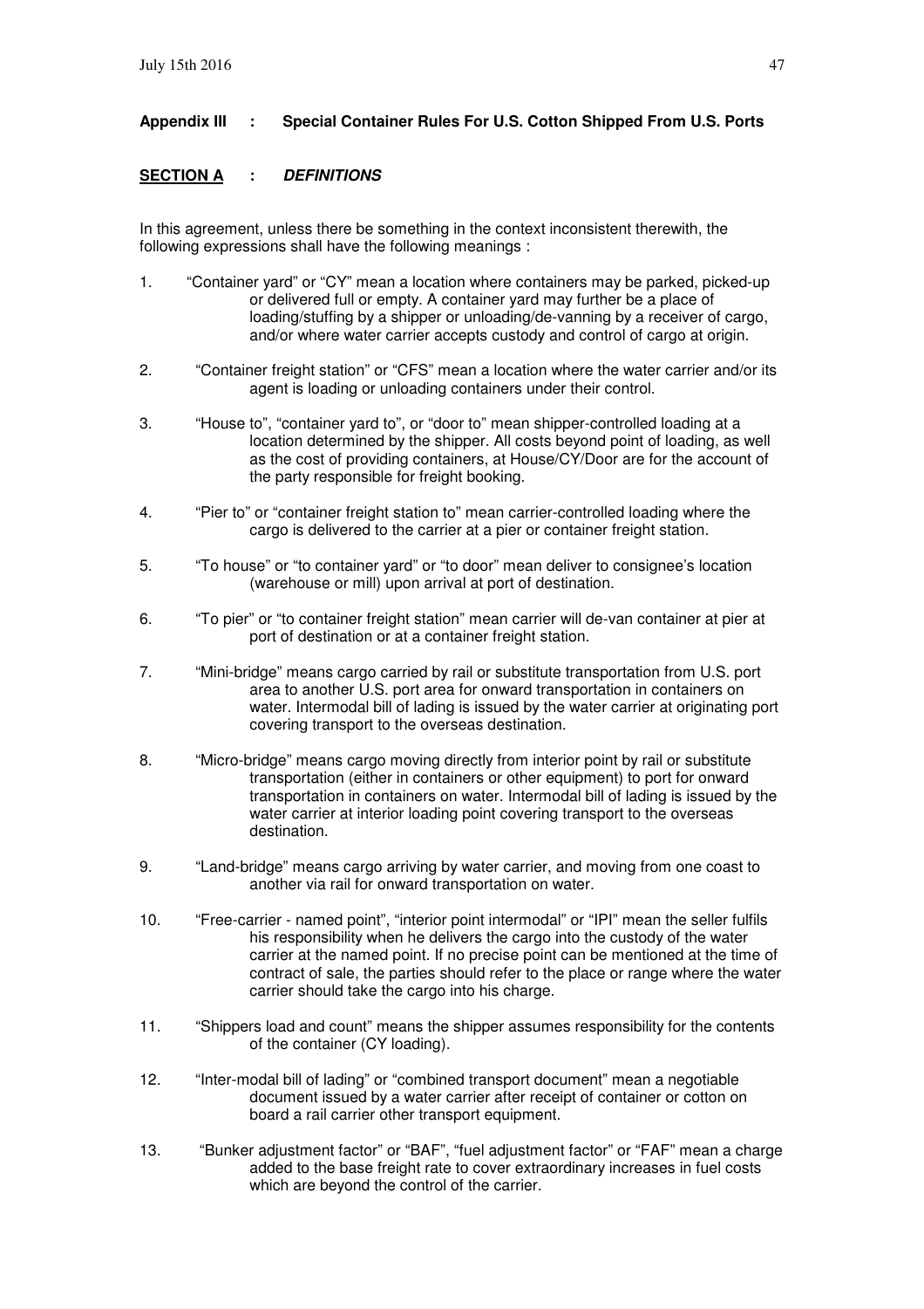## Appendix III : Special Container Rules For U.S. Cotton Shipped From U.S. Ports

### SECTION A : *DEFINITIONS*

In this agreement, unless there be something in the context inconsistent therewith, the following expressions shall have the following meanings :

1. "Container yard" or "CY" mean a location where containers may be parked, picked-up or delivered full or empty. A container yard may further be a place of loading/stuffing by a shipper or unloading/de-vanning by a receiver of cargo, and/or where water carrier accepts custody and control of cargo at origin.

2. "Container freight station" or "CFS" mean a location where the water carrier and/or its agent is loading or unloading containers under their control.

3. "House to", "container yard to", or "door to" mean shipper-controlled loading at a location determined by the shipper. All costs beyond point of loading, as well as the cost of providing containers, at House/CY/Door are for the account of the party responsible for freight booking.

4. "Pier to" or "container freight station to" mean carrier-controlled loading where the cargo is delivered to the carrier at a pier or container freight station.

5. "To house" or "to container yard" or "to door" mean deliver to consignee's location (warehouse or mill) upon arrival at port of destination.

6. "To pier" or "to container freight station" mean carrier will de-van container at pier at port of destination or at a container freight station.

7. "Mini-bridge" means cargo carried by rail or substitute transportation from U.S. port area to another U.S. port area for onward transportation in containers on water. Intermodal bill of lading is issued by the water carrier at originating port covering transport to the overseas destination.

8. "Micro-bridge" means cargo moving directly from interior point by rail or substitute transportation (either in containers or other equipment) to port for onward transportation in containers on water. Intermodal bill of lading is issued by the water carrier at interior loading point covering transport to the overseas destination.

9. "Land-bridge" means cargo arriving by water carrier, and moving from one coast to another via rail for onward transportation on water.

10. "Free-carrier - named point", "interior point intermodal" or "IPI" mean the seller fulfils his responsibility when he delivers the cargo into the custody of the water carrier at the named point. If no precise point can be mentioned at the time of contract of sale, the parties should refer to the place or range where the water carrier should take the cargo into his charge.

11. "Shippers load and count" means the shipper assumes responsibility for the contents of the container (CY loading).

12. "Inter-modal bill of lading" or "combined transport document" mean a negotiable document issued by a water carrier after receipt of container or cotton on board a rail carrier other transport equipment.

13. "Bunker adjustment factor" or "BAF", "fuel adjustment factor" or "FAF" mean a charge added to the base freight rate to cover extraordinary increases in fuel costs which are beyond the control of the carrier.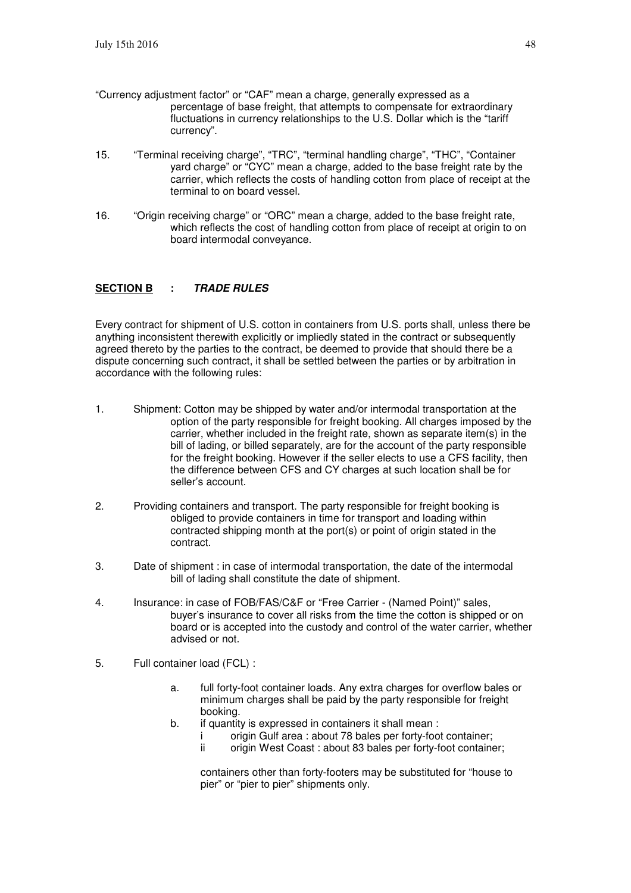"Currency adjustment factor" or "CAF" mean a charge, generally expressed as a percentage of base freight, that attempts to compensate for extraordinary fluctuations in currency relationships to the U.S. Dollar which is the "tariff currency".

15. "Terminal receiving charge", "TRC", "terminal handling charge", "THC", "Container yard charge" or "CYC" mean a charge, added to the base freight rate by the carrier, which reflects the costs of handling cotton from place of receipt at the terminal to on board vessel.

16. "Origin receiving charge" or "ORC" mean a charge, added to the base freight rate, which reflects the cost of handling cotton from place of receipt at origin to on board intermodal conveyance.

## **SECTION B : *TRADE RULES***

Every contract for shipment of U.S. cotton in containers from U.S. ports shall, unless there be anything inconsistent therewith explicitly or impliedly stated in the contract or subsequently agreed thereto by the parties to the contract, be deemed to provide that should there be a dispute concerning such contract, it shall be settled between the parties or by arbitration in accordance with the following rules:

1. Shipment: Cotton may be shipped by water and/or intermodal transportation at the option of the party responsible for freight booking. All charges imposed by the carrier, whether included in the freight rate, shown as separate item(s) in the bill of lading, or billed separately, are for the account of the party responsible for the freight booking. However if the seller elects to use a CFS facility, then the difference between CFS and CY charges at such location shall be for seller's account.

2. Providing containers and transport. The party responsible for freight booking is obliged to provide containers in time for transport and loading within contracted shipping month at the port(s) or point of origin stated in the contract.

3. Date of shipment : in case of intermodal transportation, the date of the intermodal bill of lading shall constitute the date of shipment.

4. Insurance: in case of FOB/FAS/C&F or "Free Carrier - (Named Point)" sales, buyer's insurance to cover all risks from the time the cotton is shipped or on board or is accepted into the custody and control of the water carrier, whether advised or not.

5. Full container load (FCL) :

   a. full forty-foot container loads. Any extra charges for overflow bales or minimum charges shall be paid by the party responsible for freight booking.

   b. if quantity is expressed in containers it shall mean :

      i origin Gulf area : about 78 bales per forty-foot container;

      ii origin West Coast : about 83 bales per forty-foot container;

      containers other than forty-footers may be substituted for "house to pier" or "pier to pier" shipments only.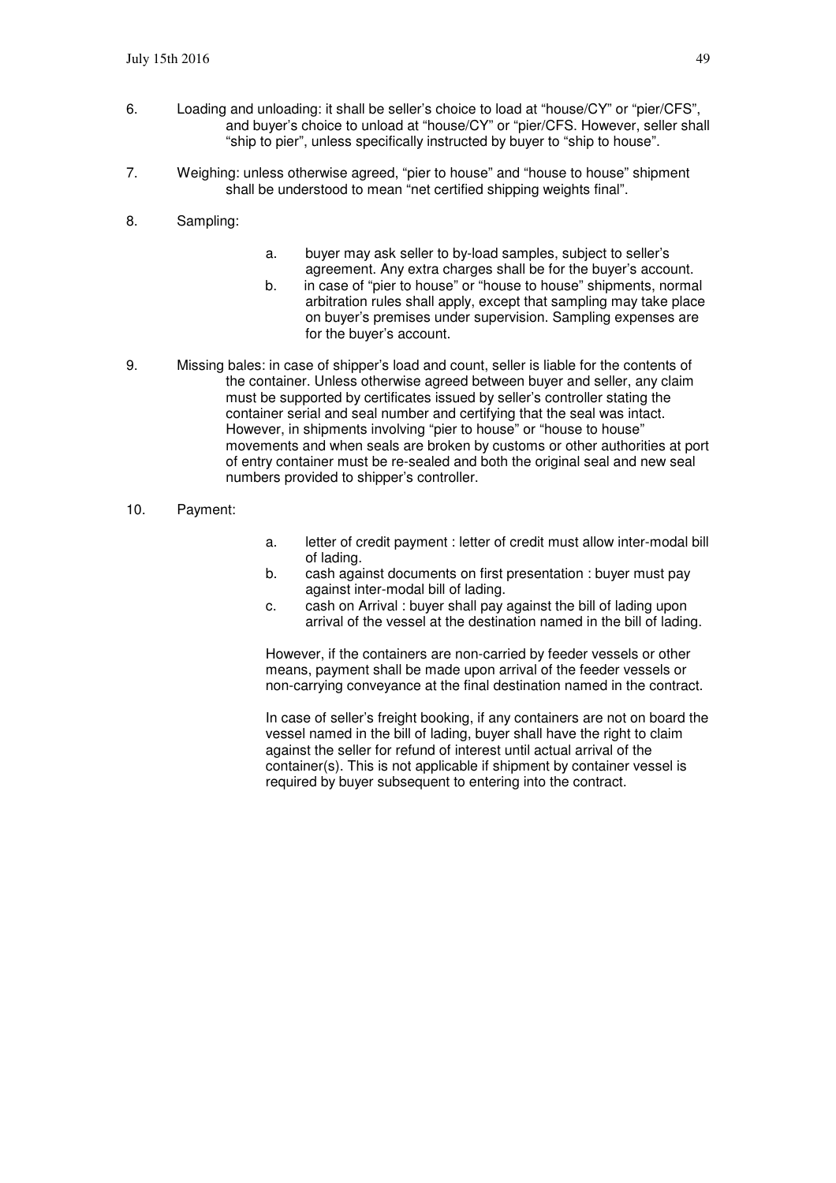6. Loading and unloading: it shall be seller's choice to load at "house/CY" or "pier/CFS", and buyer's choice to unload at "house/CY" or "pier/CFS. However, seller shall "ship to pier", unless specifically instructed by buyer to "ship to house".

7. Weighing: unless otherwise agreed, "pier to house" and "house to house" shipment shall be understood to mean "net certified shipping weights final".

8. Sampling:

   a. buyer may ask seller to by-load samples, subject to seller's agreement. Any extra charges shall be for the buyer's account.
   b. in case of "pier to house" or "house to house" shipments, normal arbitration rules shall apply, except that sampling may take place on buyer's premises under supervision. Sampling expenses are for the buyer's account.

9. Missing bales: in case of shipper's load and count, seller is liable for the contents of the container. Unless otherwise agreed between buyer and seller, any claim must be supported by certificates issued by seller's controller stating the container serial and seal number and certifying that the seal was intact. However, in shipments involving "pier to house" or "house to house" movements and when seals are broken by customs or other authorities at port of entry container must be re-sealed and both the original seal and new seal numbers provided to shipper's controller.

10. Payment:

    a. letter of credit payment : letter of credit must allow inter-modal bill of lading.
    b. cash against documents on first presentation : buyer must pay against inter-modal bill of lading.
    c. cash on Arrival : buyer shall pay against the bill of lading upon arrival of the vessel at the destination named in the bill of lading.

    However, if the containers are non-carried by feeder vessels or other means, payment shall be made upon arrival of the feeder vessels or non-carrying conveyance at the final destination named in the contract.

    In case of seller's freight booking, if any containers are not on board the vessel named in the bill of lading, buyer shall have the right to claim against the seller for refund of interest until actual arrival of the container(s). This is not applicable if shipment by container vessel is required by buyer subsequent to entering into the contract.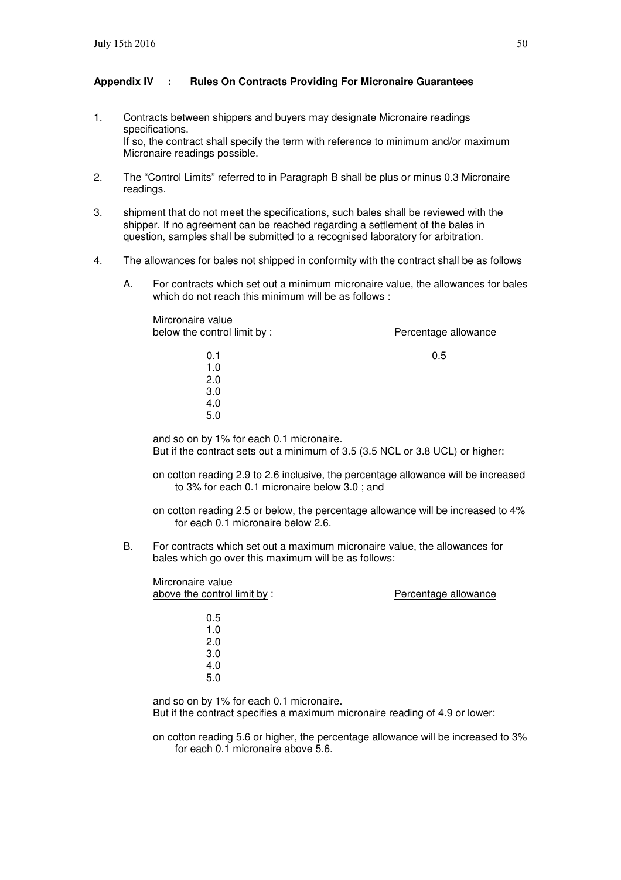**Appendix IV : Rules On Contracts Providing For Micronaire Guarantees**

1. Contracts between shippers and buyers may designate Micronaire readings specifications.
   If so, the contract shall specify the term with reference to minimum and/or maximum Micronaire readings possible.

2. The "Control Limits" referred to in Paragraph B shall be plus or minus 0.3 Micronaire readings.

3. shipment that do not meet the specifications, such bales shall be reviewed with the shipper. If no agreement can be reached regarding a settlement of the bales in question, samples shall be submitted to a recognised laboratory for arbitration.

4. The allowances for bales not shipped in conformity with the contract shall be as follows

   A. For contracts which set out a minimum micronaire value, the allowances for bales which do not reach this minimum will be as follows :

| Mircronaire value below the control limit by : | Percentage allowance |
|---|---|
| 0.1 | 0.5 |
| 1.0 | |
| 2.0 | |
| 3.0 | |
| 4.0 | |
| 5.0 | |

   and so on by 1% for each 0.1 micronaire.
   But if the contract sets out a minimum of 3.5 (3.5 NCL or 3.8 UCL) or higher:

   on cotton reading 2.9 to 2.6 inclusive, the percentage allowance will be increased to 3% for each 0.1 micronaire below 3.0 ; and

   on cotton reading 2.5 or below, the percentage allowance will be increased to 4% for each 0.1 micronaire below 2.6.

   B. For contracts which set out a maximum micronaire value, the allowances for bales which go over this maximum will be as follows:

| Mircronaire value above the control limit by : | Percentage allowance |
|---|---|
| 0.5 | |
| 1.0 | |
| 2.0 | |
| 3.0 | |
| 4.0 | |
| 5.0 | |

   and so on by 1% for each 0.1 micronaire.
   But if the contract specifies a maximum micronaire reading of 4.9 or lower:

   on cotton reading 5.6 or higher, the percentage allowance will be increased to 3% for each 0.1 micronaire above 5.6.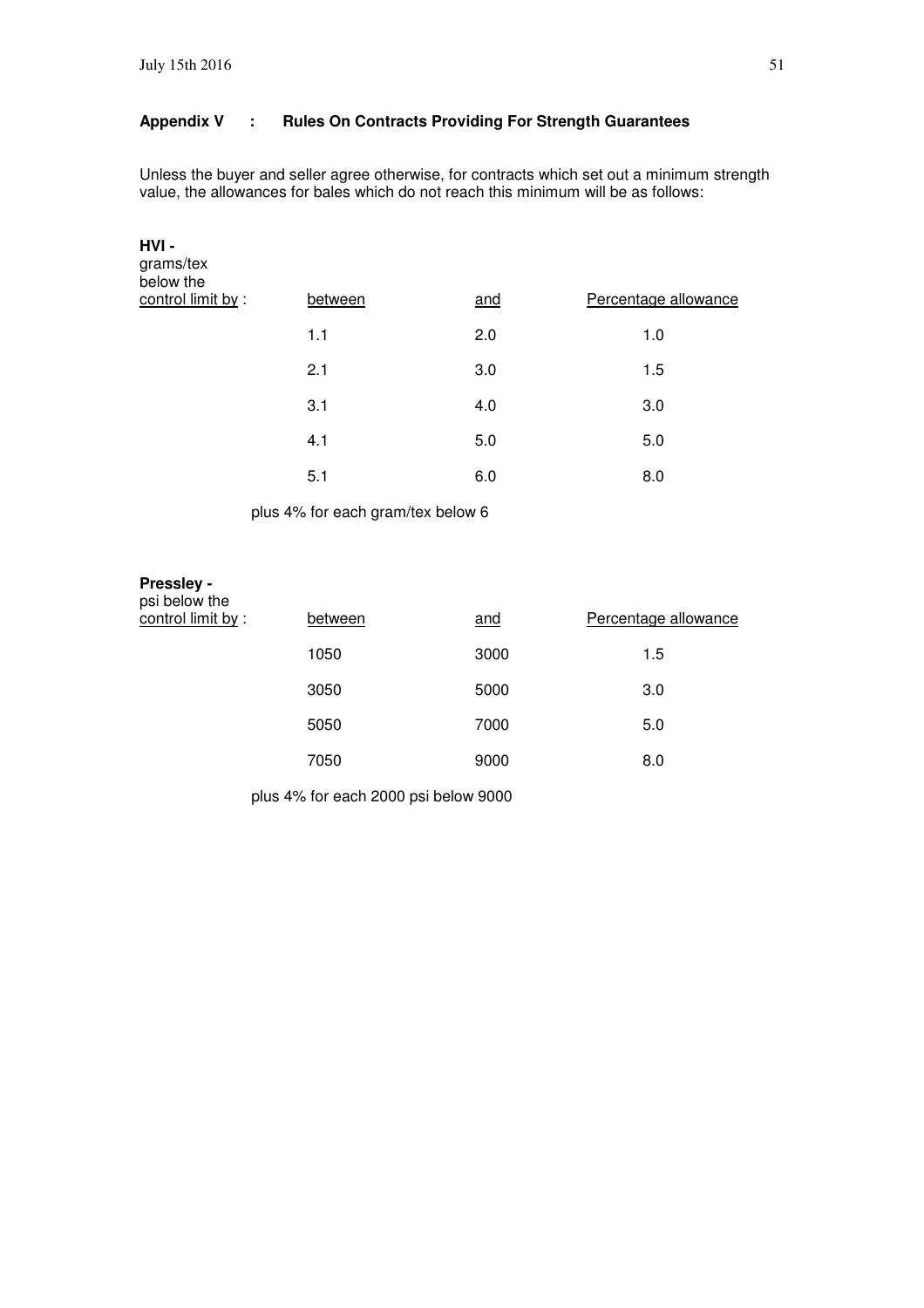## Appendix V : Rules On Contracts Providing For Strength Guarantees

Unless the buyer and seller agree otherwise, for contracts which set out a minimum strength value, the allowances for bales which do not reach this minimum will be as follows:

**HVI -**

| grams/tex below the control limit by : | between | and | Percentage allowance |
|---|---|---|---|
| | 1.1 | 2.0 | 1.0 |
| | 2.1 | 3.0 | 1.5 |
| | 3.1 | 4.0 | 3.0 |
| | 4.1 | 5.0 | 5.0 |
| | 5.1 | 6.0 | 8.0 |

plus 4% for each gram/tex below 6

**Pressley -**

| psi below the control limit by : | between | and | Percentage allowance |
|---|---|---|---|
| | 1050 | 3000 | 1.5 |
| | 3050 | 5000 | 3.0 |
| | 5050 | 7000 | 5.0 |
| | 7050 | 9000 | 8.0 |

plus 4% for each 2000 psi below 9000